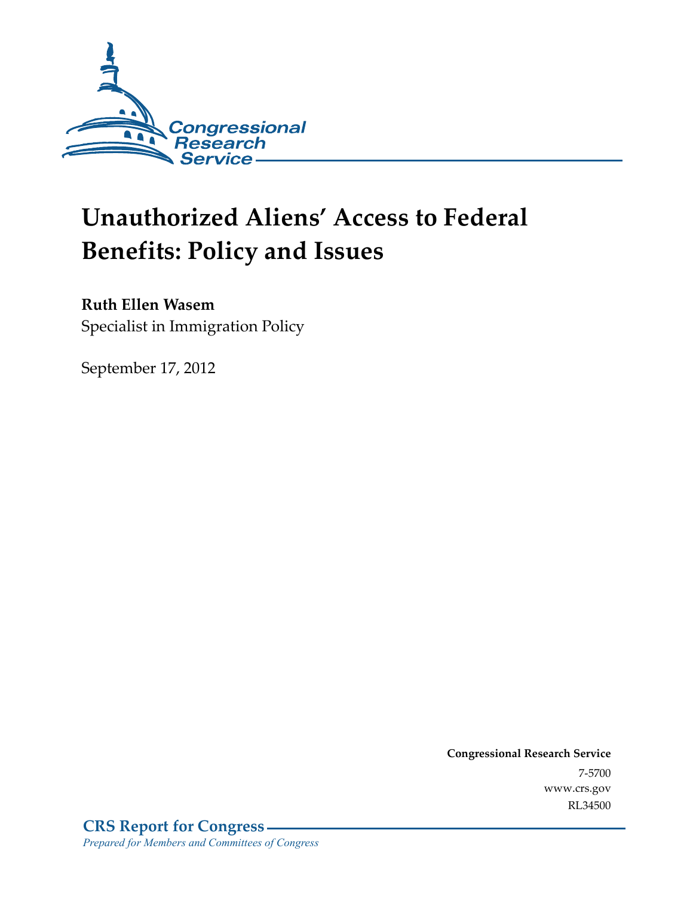Congressional Research Service

# Unauthorized Aliens' Access to Federal Benefits: Policy and Issues

**Ruth Ellen Wasem**
Specialist in Immigration Policy

September 17, 2012

**Congressional Research Service**
7-5700
www.crs.gov
RL34500

**CRS Report for Congress**
*Prepared for Members and Committees of Congress*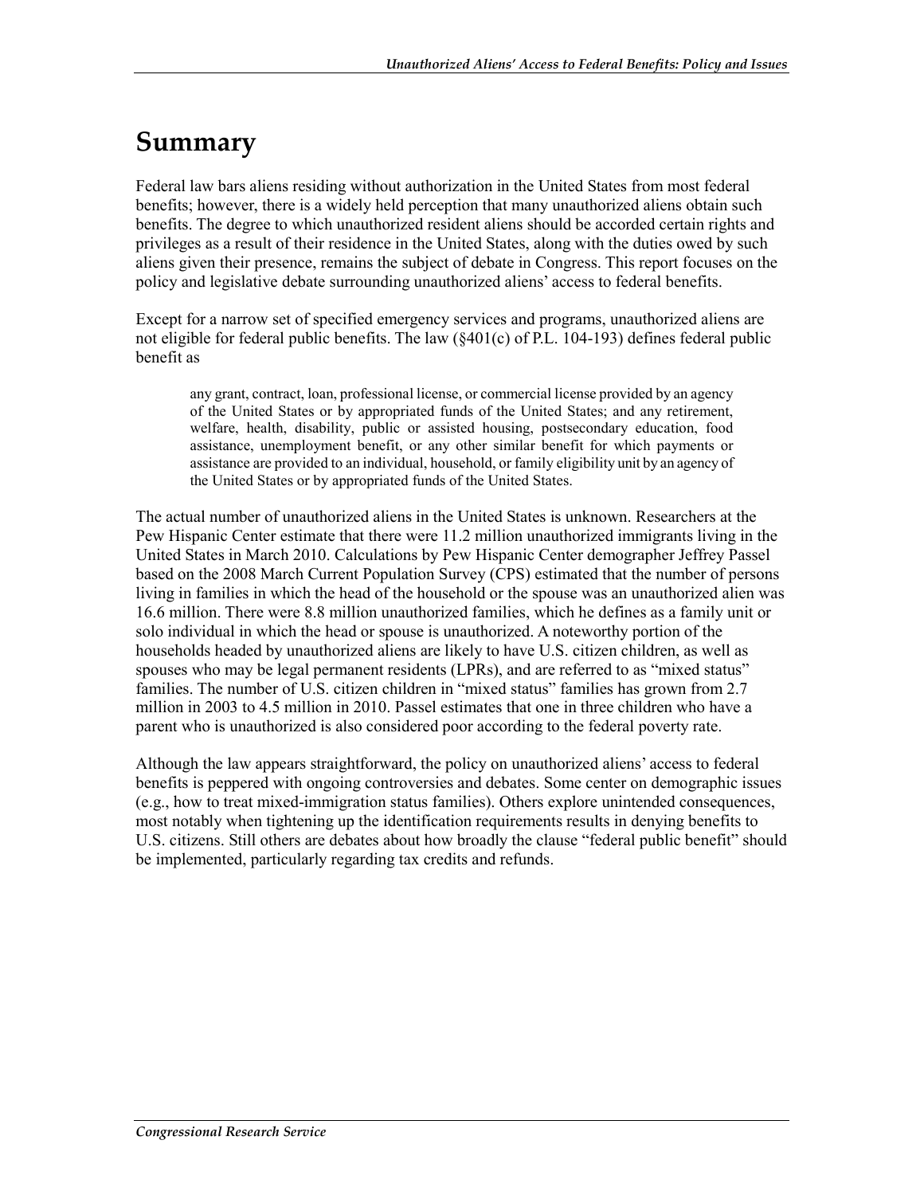# Summary

Federal law bars aliens residing without authorization in the United States from most federal benefits; however, there is a widely held perception that many unauthorized aliens obtain such benefits. The degree to which unauthorized resident aliens should be accorded certain rights and privileges as a result of their residence in the United States, along with the duties owed by such aliens given their presence, remains the subject of debate in Congress. This report focuses on the policy and legislative debate surrounding unauthorized aliens' access to federal benefits.

Except for a narrow set of specified emergency services and programs, unauthorized aliens are not eligible for federal public benefits. The law (§401(c) of P.L. 104-193) defines federal public benefit as

> any grant, contract, loan, professional license, or commercial license provided by an agency of the United States or by appropriated funds of the United States; and any retirement, welfare, health, disability, public or assisted housing, postsecondary education, food assistance, unemployment benefit, or any other similar benefit for which payments or assistance are provided to an individual, household, or family eligibility unit by an agency of the United States or by appropriated funds of the United States.

The actual number of unauthorized aliens in the United States is unknown. Researchers at the Pew Hispanic Center estimate that there were 11.2 million unauthorized immigrants living in the United States in March 2010. Calculations by Pew Hispanic Center demographer Jeffrey Passel based on the 2008 March Current Population Survey (CPS) estimated that the number of persons living in families in which the head of the household or the spouse was an unauthorized alien was 16.6 million. There were 8.8 million unauthorized families, which he defines as a family unit or solo individual in which the head or spouse is unauthorized. A noteworthy portion of the households headed by unauthorized aliens are likely to have U.S. citizen children, as well as spouses who may be legal permanent residents (LPRs), and are referred to as "mixed status" families. The number of U.S. citizen children in "mixed status" families has grown from 2.7 million in 2003 to 4.5 million in 2010. Passel estimates that one in three children who have a parent who is unauthorized is also considered poor according to the federal poverty rate.

Although the law appears straightforward, the policy on unauthorized aliens' access to federal benefits is peppered with ongoing controversies and debates. Some center on demographic issues (e.g., how to treat mixed-immigration status families). Others explore unintended consequences, most notably when tightening up the identification requirements results in denying benefits to U.S. citizens. Still others are debates about how broadly the clause "federal public benefit" should be implemented, particularly regarding tax credits and refunds.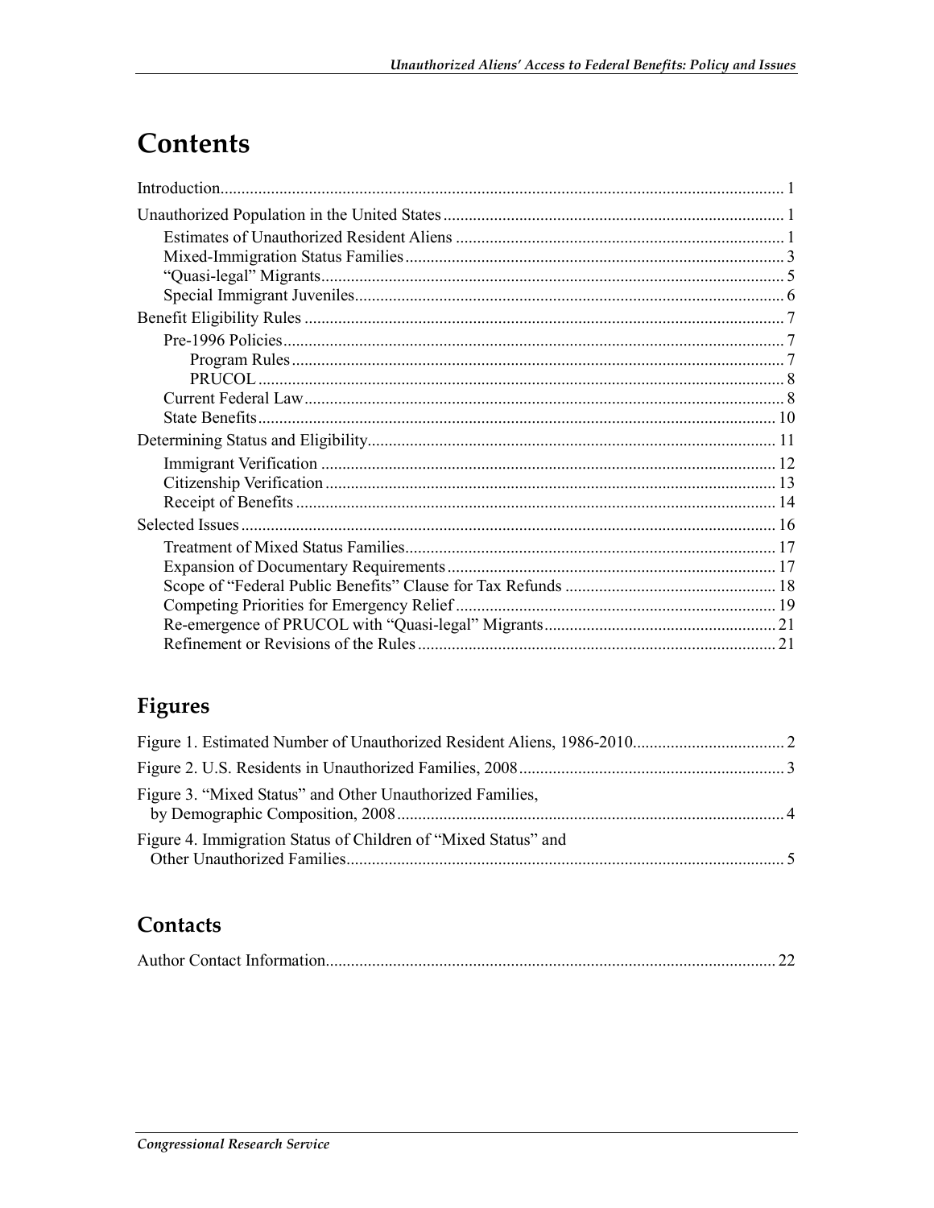# Contents

Introduction ..... 1

Unauthorized Population in the United States ..... 1

- Estimates of Unauthorized Resident Aliens ..... 1
- Mixed-Immigration Status Families ..... 3
- "Quasi-legal" Migrants ..... 5
- Special Immigrant Juveniles ..... 6

Benefit Eligibility Rules ..... 7

- Pre-1996 Policies ..... 7
  - Program Rules ..... 7
  - PRUCOL ..... 8
- Current Federal Law ..... 8
- State Benefits ..... 10

Determining Status and Eligibility ..... 11

- Immigrant Verification ..... 12
- Citizenship Verification ..... 13
- Receipt of Benefits ..... 14

Selected Issues ..... 16

- Treatment of Mixed Status Families ..... 17
- Expansion of Documentary Requirements ..... 17
- Scope of "Federal Public Benefits" Clause for Tax Refunds ..... 18
- Competing Priorities for Emergency Relief ..... 19
- Re-emergence of PRUCOL with "Quasi-legal" Migrants ..... 21
- Refinement or Revisions of the Rules ..... 21

# Figures

Figure 1. Estimated Number of Unauthorized Resident Aliens, 1986-2010 ..... 2

Figure 2. U.S. Residents in Unauthorized Families, 2008 ..... 3

Figure 3. "Mixed Status" and Other Unauthorized Families, by Demographic Composition, 2008 ..... 4

Figure 4. Immigration Status of Children of "Mixed Status" and Other Unauthorized Families ..... 5

# Contacts

Author Contact Information ..... 22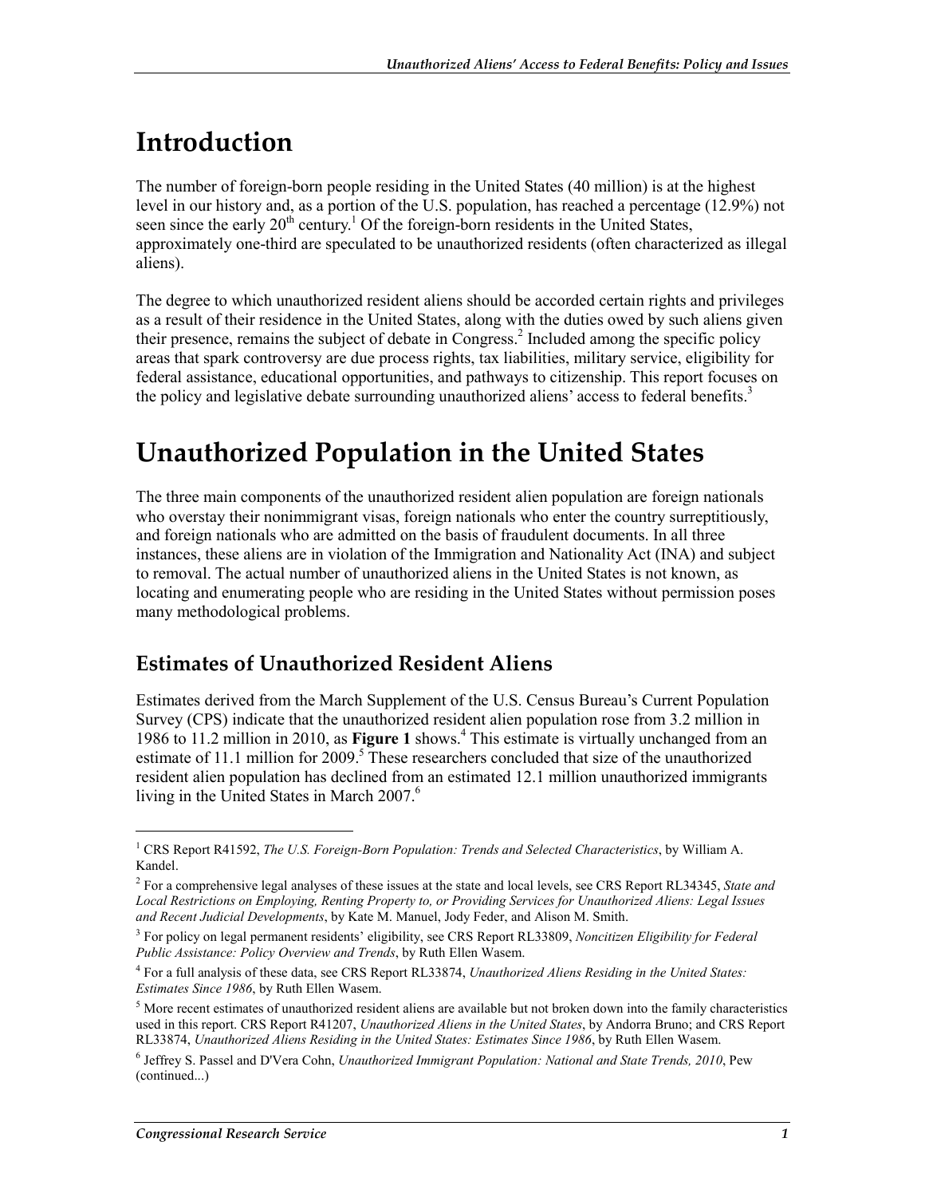# Introduction

The number of foreign-born people residing in the United States (40 million) is at the highest level in our history and, as a portion of the U.S. population, has reached a percentage (12.9%) not seen since the early 20th century.[1] Of the foreign-born residents in the United States, approximately one-third are speculated to be unauthorized residents (often characterized as illegal aliens).

The degree to which unauthorized resident aliens should be accorded certain rights and privileges as a result of their residence in the United States, along with the duties owed by such aliens given their presence, remains the subject of debate in Congress.[2] Included among the specific policy areas that spark controversy are due process rights, tax liabilities, military service, eligibility for federal assistance, educational opportunities, and pathways to citizenship. This report focuses on the policy and legislative debate surrounding unauthorized aliens' access to federal benefits.[3]

# Unauthorized Population in the United States

The three main components of the unauthorized resident alien population are foreign nationals who overstay their nonimmigrant visas, foreign nationals who enter the country surreptitiously, and foreign nationals who are admitted on the basis of fraudulent documents. In all three instances, these aliens are in violation of the Immigration and Nationality Act (INA) and subject to removal. The actual number of unauthorized aliens in the United States is not known, as locating and enumerating people who are residing in the United States without permission poses many methodological problems.

## Estimates of Unauthorized Resident Aliens

Estimates derived from the March Supplement of the U.S. Census Bureau's Current Population Survey (CPS) indicate that the unauthorized resident alien population rose from 3.2 million in 1986 to 11.2 million in 2010, as **Figure 1** shows.[4] This estimate is virtually unchanged from an estimate of 11.1 million for 2009.[5] These researchers concluded that size of the unauthorized resident alien population has declined from an estimated 12.1 million unauthorized immigrants living in the United States in March 2007.[6]

---

[1] CRS Report R41592, *The U.S. Foreign-Born Population: Trends and Selected Characteristics*, by William A. Kandel.

[2] For a comprehensive legal analyses of these issues at the state and local levels, see CRS Report RL34345, *State and Local Restrictions on Employing, Renting Property to, or Providing Services for Unauthorized Aliens: Legal Issues and Recent Judicial Developments*, by Kate M. Manuel, Jody Feder, and Alison M. Smith.

[3] For policy on legal permanent residents' eligibility, see CRS Report RL33809, *Noncitizen Eligibility for Federal Public Assistance: Policy Overview and Trends*, by Ruth Ellen Wasem.

[4] For a full analysis of these data, see CRS Report RL33874, *Unauthorized Aliens Residing in the United States: Estimates Since 1986*, by Ruth Ellen Wasem.

[5] More recent estimates of unauthorized resident aliens are available but not broken down into the family characteristics used in this report. CRS Report R41207, *Unauthorized Aliens in the United States*, by Andorra Bruno; and CRS Report RL33874, *Unauthorized Aliens Residing in the United States: Estimates Since 1986*, by Ruth Ellen Wasem.

[6] Jeffrey S. Passel and D'Vera Cohn, *Unauthorized Immigrant Population: National and State Trends, 2010*, Pew (continued...)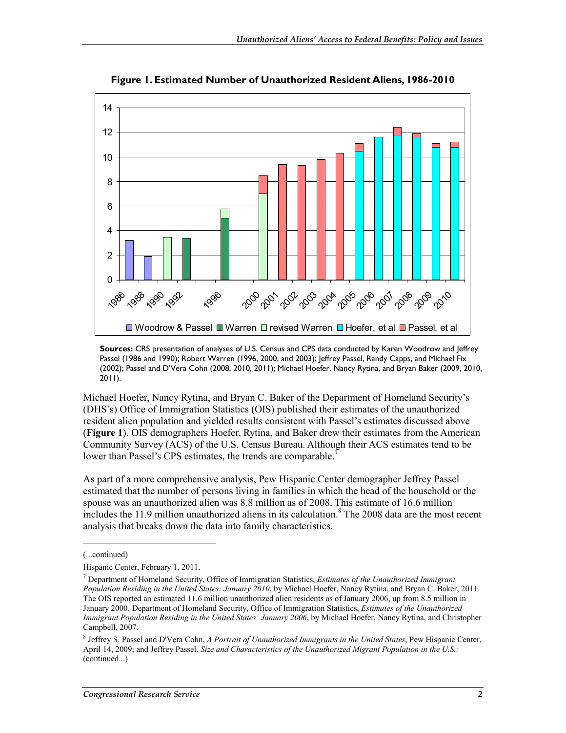**Figure 1. Estimated Number of Unauthorized Resident Aliens, 1986-2010**

**Sources:** CRS presentation of analyses of U.S. Census and CPS data conducted by Karen Woodrow and Jeffrey Passel (1986 and 1990); Robert Warren (1996, 2000, and 2003); Jeffrey Passel, Randy Capps, and Michael Fix (2002); Passel and D'Vera Cohn (2008, 2010, 2011); Michael Hoefer, Nancy Rytina, and Bryan Baker (2009, 2010, 2011).

Michael Hoefer, Nancy Rytina, and Bryan C. Baker of the Department of Homeland Security's (DHS's) Office of Immigration Statistics (OIS) published their estimates of the unauthorized resident alien population and yielded results consistent with Passel's estimates discussed above (**Figure 1**). OIS demographers Hoefer, Rytina, and Baker drew their estimates from the American Community Survey (ACS) of the U.S. Census Bureau. Although their ACS estimates tend to be lower than Passel's CPS estimates, the trends are comparable.[7]

As part of a more comprehensive analysis, Pew Hispanic Center demographer Jeffrey Passel estimated that the number of persons living in families in which the head of the household or the spouse was an unauthorized alien was 8.8 million as of 2008. This estimate of 16.6 million includes the 11.9 million unauthorized aliens in its calculation.[8] The 2008 data are the most recent analysis that breaks down the data into family characteristics.

(...continued)

Hispanic Center, February 1, 2011.

[7] Department of Homeland Security, Office of Immigration Statistics, *Estimates of the Unauthorized Immigrant Population Residing in the United States: January 2010*, by Michael Hoefer, Nancy Rytina, and Bryan C. Baker, 2011. The OIS reported an estimated 11.6 million unauthorized alien residents as of January 2006, up from 8.5 million in January 2000. Department of Homeland Security, Office of Immigration Statistics, *Estimates of the Unauthorized Immigrant Population Residing in the United States: January 2006*, by Michael Hoefer, Nancy Rytina, and Christopher Campbell, 2007.

[8] Jeffrey S. Passel and D'Vera Cohn, *A Portrait of Unauthorized Immigrants in the United States*, Pew Hispanic Center, April 14, 2009; and Jeffrey Passel, *Size and Characteristics of the Unauthorized Migrant Population in the U.S.:* (continued...)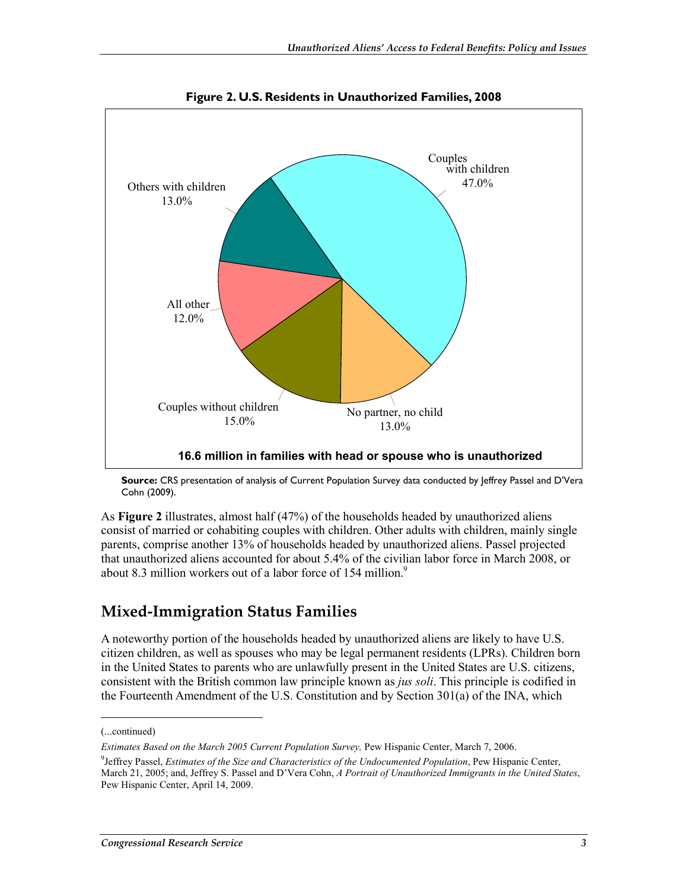**Figure 2. U.S. Residents in Unauthorized Families, 2008**

Couples with children 47.0%

Others with children 13.0%

All other 12.0%

Couples without children 15.0%

No partner, no child 13.0%

**16.6 million in families with head or spouse who is unauthorized**

**Source:** CRS presentation of analysis of Current Population Survey data conducted by Jeffrey Passel and D'Vera Cohn (2009).

As **Figure 2** illustrates, almost half (47%) of the households headed by unauthorized aliens consist of married or cohabiting couples with children. Other adults with children, mainly single parents, comprise another 13% of households headed by unauthorized aliens. Passel projected that unauthorized aliens accounted for about 5.4% of the civilian labor force in March 2008, or about 8.3 million workers out of a labor force of 154 million.[9]

## Mixed-Immigration Status Families

A noteworthy portion of the households headed by unauthorized aliens are likely to have U.S. citizen children, as well as spouses who may be legal permanent residents (LPRs). Children born in the United States to parents who are unlawfully present in the United States are U.S. citizens, consistent with the British common law principle known as *jus soli*. This principle is codified in the Fourteenth Amendment of the U.S. Constitution and by Section 301(a) of the INA, which

---

(...continued)

*Estimates Based on the March 2005 Current Population Survey,* Pew Hispanic Center, March 7, 2006.

[9] Jeffrey Passel, *Estimates of the Size and Characteristics of the Undocumented Population*, Pew Hispanic Center, March 21, 2005; and, Jeffrey S. Passel and D'Vera Cohn, *A Portrait of Unauthorized Immigrants in the United States*, Pew Hispanic Center, April 14, 2009.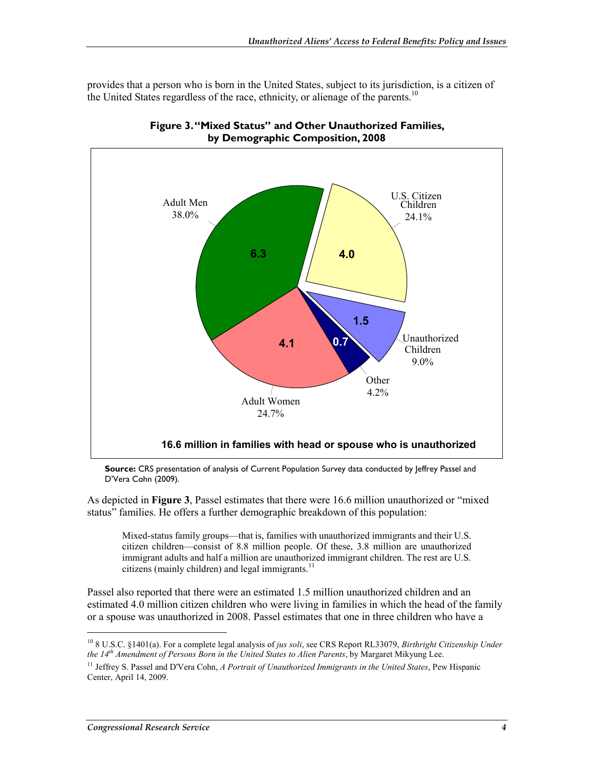provides that a person who is born in the United States, subject to its jurisdiction, is a citizen of the United States regardless of the race, ethnicity, or alienage of the parents.[10]

**Figure 3. "Mixed Status" and Other Unauthorized Families, by Demographic Composition, 2008**

Adult Men 38.0% — 6.3
U.S. Citizen Children 24.1% — 4.0
Unauthorized Children 9.0% — 1.5
Other 4.2% — 0.7
Adult Women 24.7% — 4.1

**16.6 million in families with head or spouse who is unauthorized**

**Source:** CRS presentation of analysis of Current Population Survey data conducted by Jeffrey Passel and D'Vera Cohn (2009).

As depicted in **Figure 3**, Passel estimates that there were 16.6 million unauthorized or "mixed status" families. He offers a further demographic breakdown of this population:

> Mixed-status family groups—that is, families with unauthorized immigrants and their U.S. citizen children—consist of 8.8 million people. Of these, 3.8 million are unauthorized immigrant adults and half a million are unauthorized immigrant children. The rest are U.S. citizens (mainly children) and legal immigrants.[11]

Passel also reported that there were an estimated 1.5 million unauthorized children and an estimated 4.0 million citizen children who were living in families in which the head of the family or a spouse was unauthorized in 2008. Passel estimates that one in three children who have a

[10] 8 U.S.C. §1401(a). For a complete legal analysis of *jus soli*, see CRS Report RL33079, *Birthright Citizenship Under the 14th Amendment of Persons Born in the United States to Alien Parents*, by Margaret Mikyung Lee.

[11] Jeffrey S. Passel and D'Vera Cohn, *A Portrait of Unauthorized Immigrants in the United States*, Pew Hispanic Center, April 14, 2009.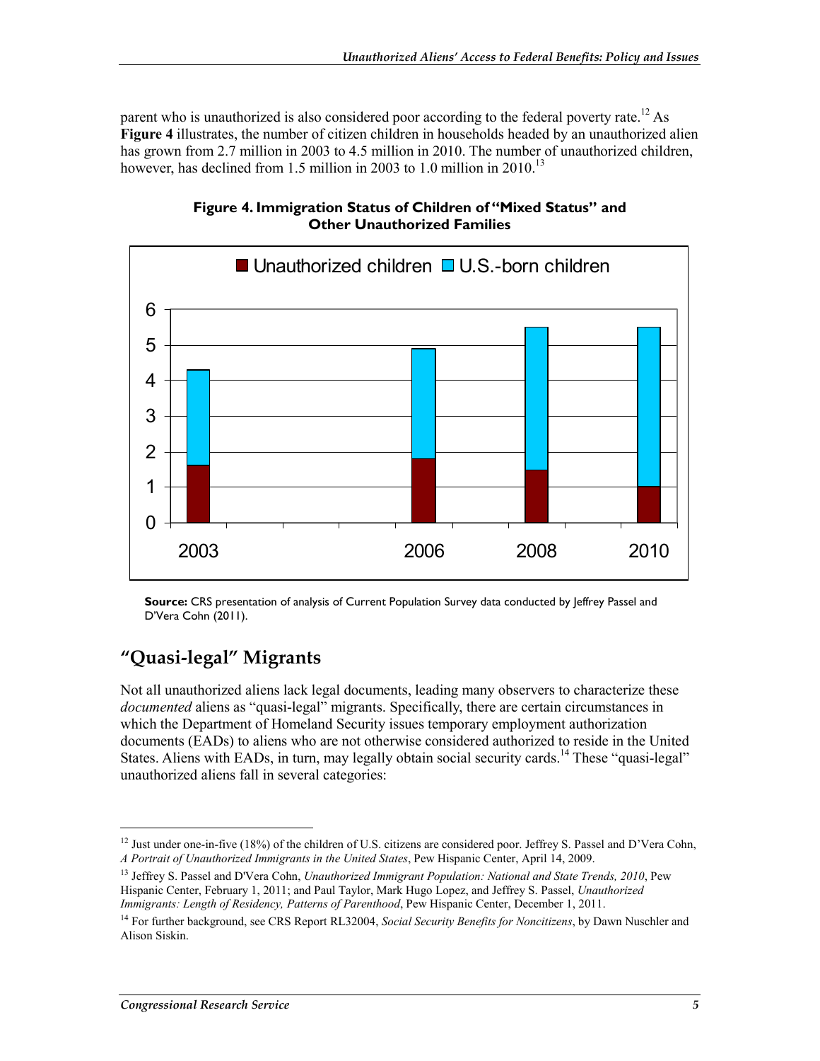parent who is unauthorized is also considered poor according to the federal poverty rate.[12] As **Figure 4** illustrates, the number of citizen children in households headed by an unauthorized alien has grown from 2.7 million in 2003 to 4.5 million in 2010. The number of unauthorized children, however, has declined from 1.5 million in 2003 to 1.0 million in 2010.[13]

**Figure 4. Immigration Status of Children of "Mixed Status" and Other Unauthorized Families**

**Source:** CRS presentation of analysis of Current Population Survey data conducted by Jeffrey Passel and D'Vera Cohn (2011).

## "Quasi-legal" Migrants

Not all unauthorized aliens lack legal documents, leading many observers to characterize these *documented* aliens as "quasi-legal" migrants. Specifically, there are certain circumstances in which the Department of Homeland Security issues temporary employment authorization documents (EADs) to aliens who are not otherwise considered authorized to reside in the United States. Aliens with EADs, in turn, may legally obtain social security cards.[14] These "quasi-legal" unauthorized aliens fall in several categories:

---

[12] Just under one-in-five (18%) of the children of U.S. citizens are considered poor. Jeffrey S. Passel and D'Vera Cohn, *A Portrait of Unauthorized Immigrants in the United States*, Pew Hispanic Center, April 14, 2009.

[13] Jeffrey S. Passel and D'Vera Cohn, *Unauthorized Immigrant Population: National and State Trends, 2010*, Pew Hispanic Center, February 1, 2011; and Paul Taylor, Mark Hugo Lopez, and Jeffrey S. Passel, *Unauthorized Immigrants: Length of Residency, Patterns of Parenthood*, Pew Hispanic Center, December 1, 2011.

[14] For further background, see CRS Report RL32004, *Social Security Benefits for Noncitizens*, by Dawn Nuschler and Alison Siskin.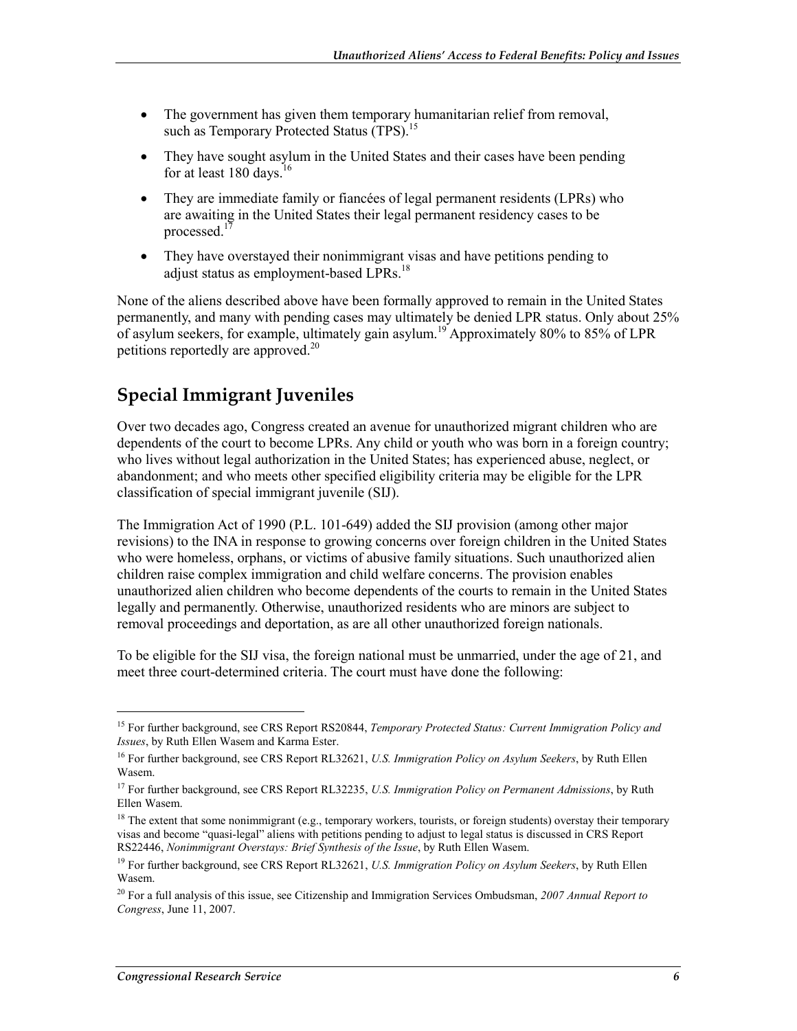- The government has given them temporary humanitarian relief from removal, such as Temporary Protected Status (TPS).[15]
- They have sought asylum in the United States and their cases have been pending for at least 180 days.[16]
- They are immediate family or fiancées of legal permanent residents (LPRs) who are awaiting in the United States their legal permanent residency cases to be processed.[17]
- They have overstayed their nonimmigrant visas and have petitions pending to adjust status as employment-based LPRs.[18]

None of the aliens described above have been formally approved to remain in the United States permanently, and many with pending cases may ultimately be denied LPR status. Only about 25% of asylum seekers, for example, ultimately gain asylum.[19] Approximately 80% to 85% of LPR petitions reportedly are approved.[20]

## Special Immigrant Juveniles

Over two decades ago, Congress created an avenue for unauthorized migrant children who are dependents of the court to become LPRs. Any child or youth who was born in a foreign country; who lives without legal authorization in the United States; has experienced abuse, neglect, or abandonment; and who meets other specified eligibility criteria may be eligible for the LPR classification of special immigrant juvenile (SIJ).

The Immigration Act of 1990 (P.L. 101-649) added the SIJ provision (among other major revisions) to the INA in response to growing concerns over foreign children in the United States who were homeless, orphans, or victims of abusive family situations. Such unauthorized alien children raise complex immigration and child welfare concerns. The provision enables unauthorized alien children who become dependents of the courts to remain in the United States legally and permanently. Otherwise, unauthorized residents who are minors are subject to removal proceedings and deportation, as are all other unauthorized foreign nationals.

To be eligible for the SIJ visa, the foreign national must be unmarried, under the age of 21, and meet three court-determined criteria. The court must have done the following:

---

[15] For further background, see CRS Report RS20844, *Temporary Protected Status: Current Immigration Policy and Issues*, by Ruth Ellen Wasem and Karma Ester.

[16] For further background, see CRS Report RL32621, *U.S. Immigration Policy on Asylum Seekers*, by Ruth Ellen Wasem.

[17] For further background, see CRS Report RL32235, *U.S. Immigration Policy on Permanent Admissions*, by Ruth Ellen Wasem.

[18] The extent that some nonimmigrant (e.g., temporary workers, tourists, or foreign students) overstay their temporary visas and become "quasi-legal" aliens with petitions pending to adjust to legal status is discussed in CRS Report RS22446, *Nonimmigrant Overstays: Brief Synthesis of the Issue*, by Ruth Ellen Wasem.

[19] For further background, see CRS Report RL32621, *U.S. Immigration Policy on Asylum Seekers*, by Ruth Ellen Wasem.

[20] For a full analysis of this issue, see Citizenship and Immigration Services Ombudsman, *2007 Annual Report to Congress*, June 11, 2007.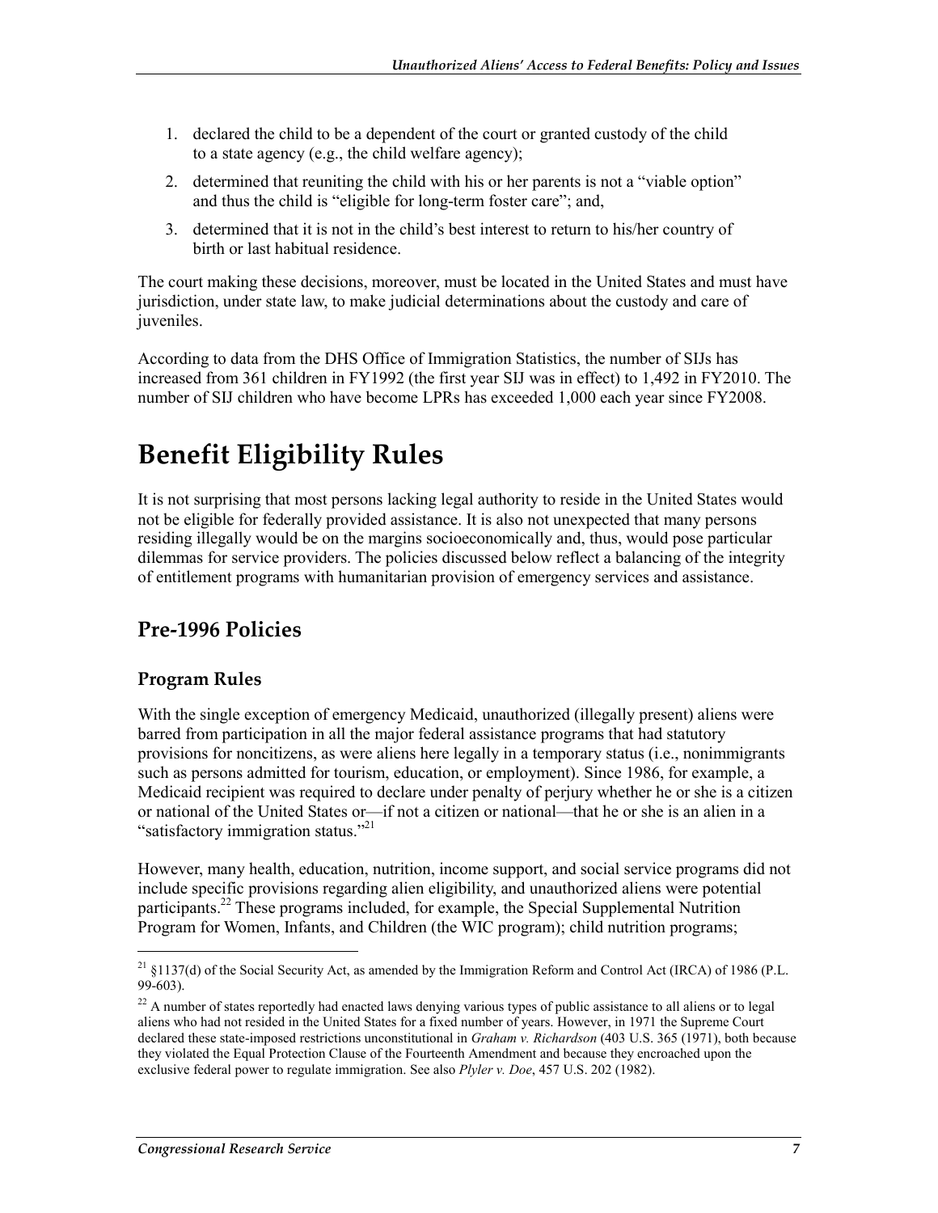1. declared the child to be a dependent of the court or granted custody of the child to a state agency (e.g., the child welfare agency);
2. determined that reuniting the child with his or her parents is not a "viable option" and thus the child is "eligible for long-term foster care"; and,
3. determined that it is not in the child's best interest to return to his/her country of birth or last habitual residence.

The court making these decisions, moreover, must be located in the United States and must have jurisdiction, under state law, to make judicial determinations about the custody and care of juveniles.

According to data from the DHS Office of Immigration Statistics, the number of SIJs has increased from 361 children in FY1992 (the first year SIJ was in effect) to 1,492 in FY2010. The number of SIJ children who have become LPRs has exceeded 1,000 each year since FY2008.

# Benefit Eligibility Rules

It is not surprising that most persons lacking legal authority to reside in the United States would not be eligible for federally provided assistance. It is also not unexpected that many persons residing illegally would be on the margins socioeconomically and, thus, would pose particular dilemmas for service providers. The policies discussed below reflect a balancing of the integrity of entitlement programs with humanitarian provision of emergency services and assistance.

## Pre-1996 Policies

### Program Rules

With the single exception of emergency Medicaid, unauthorized (illegally present) aliens were barred from participation in all the major federal assistance programs that had statutory provisions for noncitizens, as were aliens here legally in a temporary status (i.e., nonimmigrants such as persons admitted for tourism, education, or employment). Since 1986, for example, a Medicaid recipient was required to declare under penalty of perjury whether he or she is a citizen or national of the United States or—if not a citizen or national—that he or she is an alien in a "satisfactory immigration status."[21]

However, many health, education, nutrition, income support, and social service programs did not include specific provisions regarding alien eligibility, and unauthorized aliens were potential participants.[22] These programs included, for example, the Special Supplemental Nutrition Program for Women, Infants, and Children (the WIC program); child nutrition programs;

---

[21] §1137(d) of the Social Security Act, as amended by the Immigration Reform and Control Act (IRCA) of 1986 (P.L. 99-603).

[22] A number of states reportedly had enacted laws denying various types of public assistance to all aliens or to legal aliens who had not resided in the United States for a fixed number of years. However, in 1971 the Supreme Court declared these state-imposed restrictions unconstitutional in *Graham v. Richardson* (403 U.S. 365 (1971), both because they violated the Equal Protection Clause of the Fourteenth Amendment and because they encroached upon the exclusive federal power to regulate immigration. See also *Plyler v. Doe*, 457 U.S. 202 (1982).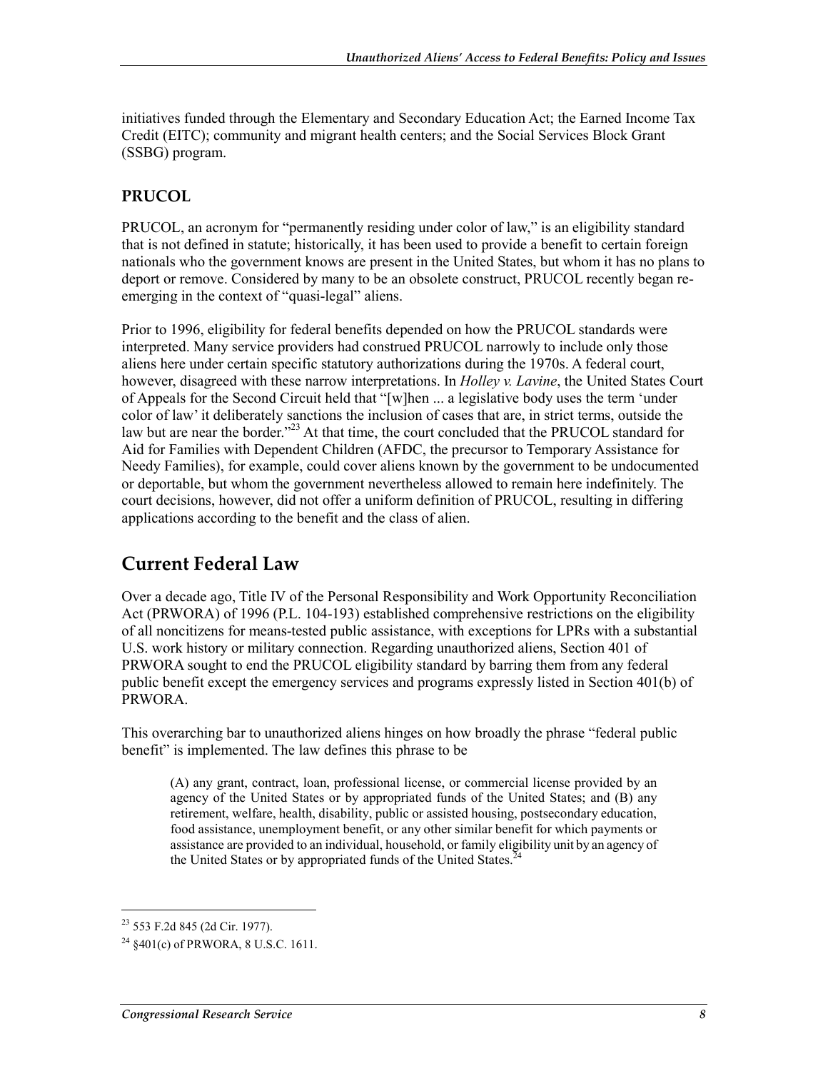initiatives funded through the Elementary and Secondary Education Act; the Earned Income Tax Credit (EITC); community and migrant health centers; and the Social Services Block Grant (SSBG) program.

### PRUCOL

PRUCOL, an acronym for "permanently residing under color of law," is an eligibility standard that is not defined in statute; historically, it has been used to provide a benefit to certain foreign nationals who the government knows are present in the United States, but whom it has no plans to deport or remove. Considered by many to be an obsolete construct, PRUCOL recently began re-emerging in the context of "quasi-legal" aliens.

Prior to 1996, eligibility for federal benefits depended on how the PRUCOL standards were interpreted. Many service providers had construed PRUCOL narrowly to include only those aliens here under certain specific statutory authorizations during the 1970s. A federal court, however, disagreed with these narrow interpretations. In *Holley v. Lavine*, the United States Court of Appeals for the Second Circuit held that "[w]hen ... a legislative body uses the term 'under color of law' it deliberately sanctions the inclusion of cases that are, in strict terms, outside the law but are near the border."[23] At that time, the court concluded that the PRUCOL standard for Aid for Families with Dependent Children (AFDC, the precursor to Temporary Assistance for Needy Families), for example, could cover aliens known by the government to be undocumented or deportable, but whom the government nevertheless allowed to remain here indefinitely. The court decisions, however, did not offer a uniform definition of PRUCOL, resulting in differing applications according to the benefit and the class of alien.

## Current Federal Law

Over a decade ago, Title IV of the Personal Responsibility and Work Opportunity Reconciliation Act (PRWORA) of 1996 (P.L. 104-193) established comprehensive restrictions on the eligibility of all noncitizens for means-tested public assistance, with exceptions for LPRs with a substantial U.S. work history or military connection. Regarding unauthorized aliens, Section 401 of PRWORA sought to end the PRUCOL eligibility standard by barring them from any federal public benefit except the emergency services and programs expressly listed in Section 401(b) of PRWORA.

This overarching bar to unauthorized aliens hinges on how broadly the phrase "federal public benefit" is implemented. The law defines this phrase to be

> (A) any grant, contract, loan, professional license, or commercial license provided by an agency of the United States or by appropriated funds of the United States; and (B) any retirement, welfare, health, disability, public or assisted housing, postsecondary education, food assistance, unemployment benefit, or any other similar benefit for which payments or assistance are provided to an individual, household, or family eligibility unit by an agency of the United States or by appropriated funds of the United States.[24]

[23] 553 F.2d 845 (2d Cir. 1977).

[24] §401(c) of PRWORA, 8 U.S.C. 1611.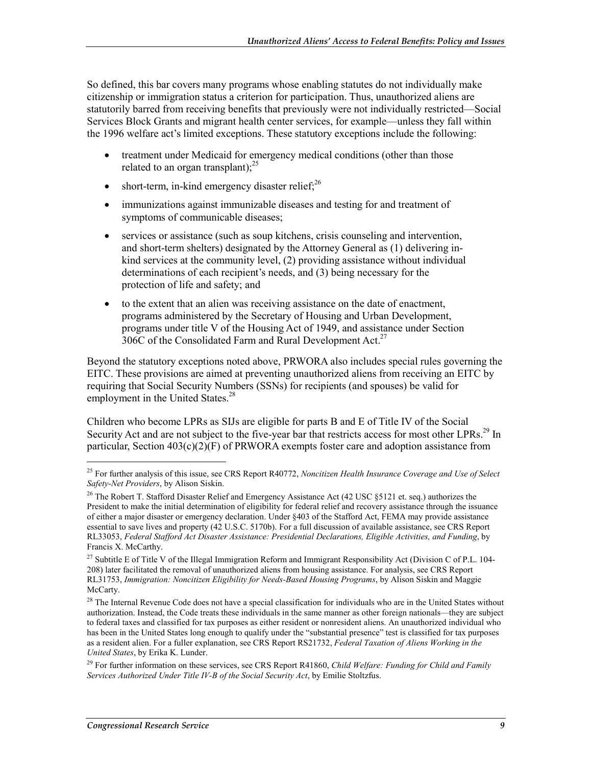So defined, this bar covers many programs whose enabling statutes do not individually make citizenship or immigration status a criterion for participation. Thus, unauthorized aliens are statutorily barred from receiving benefits that previously were not individually restricted—Social Services Block Grants and migrant health center services, for example—unless they fall within the 1996 welfare act's limited exceptions. These statutory exceptions include the following:

- treatment under Medicaid for emergency medical conditions (other than those related to an organ transplant);[25]
- short-term, in-kind emergency disaster relief;[26]
- immunizations against immunizable diseases and testing for and treatment of symptoms of communicable diseases;
- services or assistance (such as soup kitchens, crisis counseling and intervention, and short-term shelters) designated by the Attorney General as (1) delivering in-kind services at the community level, (2) providing assistance without individual determinations of each recipient's needs, and (3) being necessary for the protection of life and safety; and
- to the extent that an alien was receiving assistance on the date of enactment, programs administered by the Secretary of Housing and Urban Development, programs under title V of the Housing Act of 1949, and assistance under Section 306C of the Consolidated Farm and Rural Development Act.[27]

Beyond the statutory exceptions noted above, PRWORA also includes special rules governing the EITC. These provisions are aimed at preventing unauthorized aliens from receiving an EITC by requiring that Social Security Numbers (SSNs) for recipients (and spouses) be valid for employment in the United States.[28]

Children who become LPRs as SIJs are eligible for parts B and E of Title IV of the Social Security Act and are not subject to the five-year bar that restricts access for most other LPRs.[29] In particular, Section 403(c)(2)(F) of PRWORA exempts foster care and adoption assistance from

---

[25] For further analysis of this issue, see CRS Report R40772, *Noncitizen Health Insurance Coverage and Use of Select Safety-Net Providers*, by Alison Siskin.

[26] The Robert T. Stafford Disaster Relief and Emergency Assistance Act (42 USC §5121 et. seq.) authorizes the President to make the initial determination of eligibility for federal relief and recovery assistance through the issuance of either a major disaster or emergency declaration. Under §403 of the Stafford Act, FEMA may provide assistance essential to save lives and property (42 U.S.C. 5170b). For a full discussion of available assistance, see CRS Report RL33053, *Federal Stafford Act Disaster Assistance: Presidential Declarations, Eligible Activities, and Funding*, by Francis X. McCarthy.

[27] Subtitle E of Title V of the Illegal Immigration Reform and Immigrant Responsibility Act (Division C of P.L. 104-208) later facilitated the removal of unauthorized aliens from housing assistance. For analysis, see CRS Report RL31753, *Immigration: Noncitizen Eligibility for Needs-Based Housing Programs*, by Alison Siskin and Maggie McCarty.

[28] The Internal Revenue Code does not have a special classification for individuals who are in the United States without authorization. Instead, the Code treats these individuals in the same manner as other foreign nationals—they are subject to federal taxes and classified for tax purposes as either resident or nonresident aliens. An unauthorized individual who has been in the United States long enough to qualify under the "substantial presence" test is classified for tax purposes as a resident alien. For a fuller explanation, see CRS Report RS21732, *Federal Taxation of Aliens Working in the United States*, by Erika K. Lunder.

[29] For further information on these services, see CRS Report R41860, *Child Welfare: Funding for Child and Family Services Authorized Under Title IV-B of the Social Security Act*, by Emilie Stoltzfus.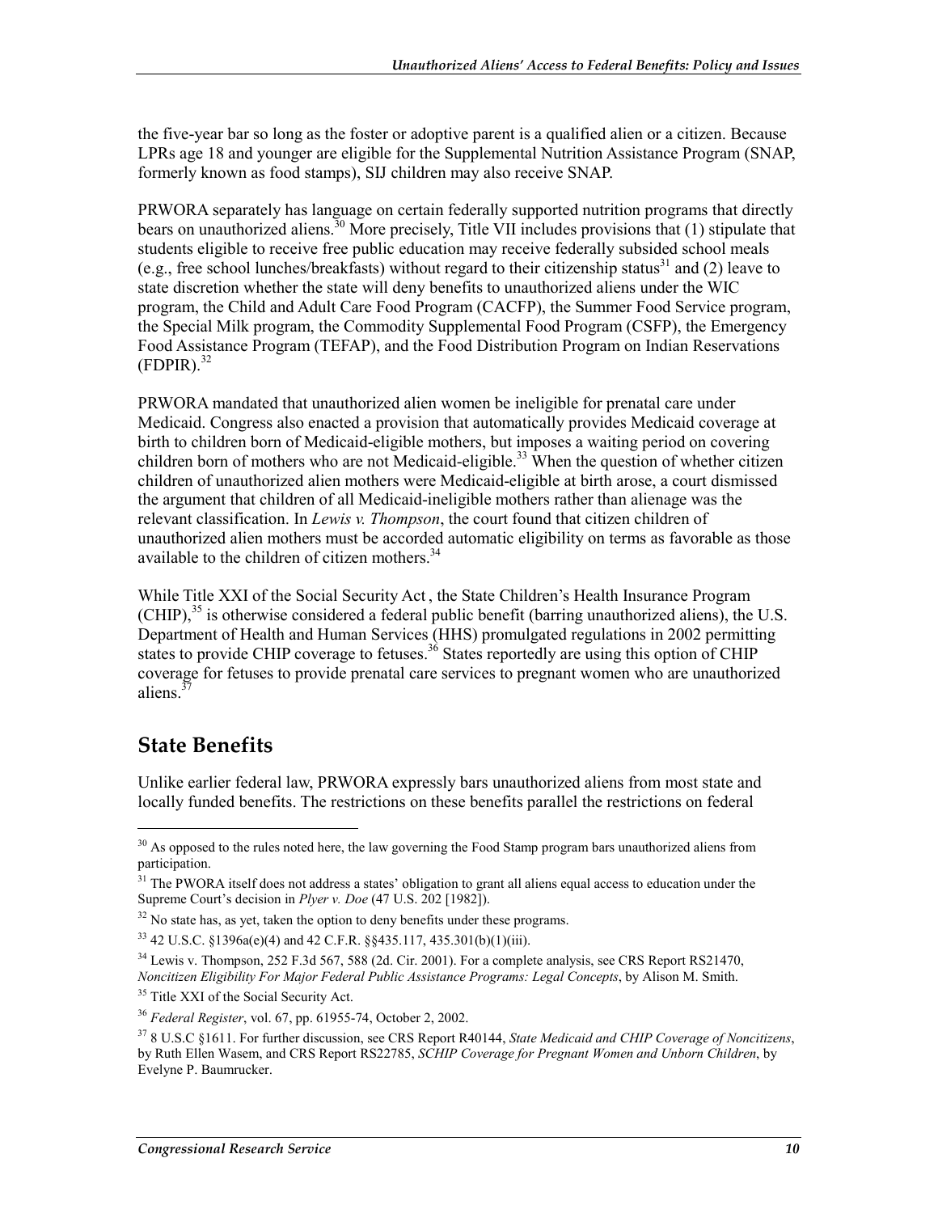the five-year bar so long as the foster or adoptive parent is a qualified alien or a citizen. Because LPRs age 18 and younger are eligible for the Supplemental Nutrition Assistance Program (SNAP, formerly known as food stamps), SIJ children may also receive SNAP.

PRWORA separately has language on certain federally supported nutrition programs that directly bears on unauthorized aliens.[30] More precisely, Title VII includes provisions that (1) stipulate that students eligible to receive free public education may receive federally subsided school meals (e.g., free school lunches/breakfasts) without regard to their citizenship status[31] and (2) leave to state discretion whether the state will deny benefits to unauthorized aliens under the WIC program, the Child and Adult Care Food Program (CACFP), the Summer Food Service program, the Special Milk program, the Commodity Supplemental Food Program (CSFP), the Emergency Food Assistance Program (TEFAP), and the Food Distribution Program on Indian Reservations (FDPIR).[32]

PRWORA mandated that unauthorized alien women be ineligible for prenatal care under Medicaid. Congress also enacted a provision that automatically provides Medicaid coverage at birth to children born of Medicaid-eligible mothers, but imposes a waiting period on covering children born of mothers who are not Medicaid-eligible.[33] When the question of whether citizen children of unauthorized alien mothers were Medicaid-eligible at birth arose, a court dismissed the argument that children of all Medicaid-ineligible mothers rather than alienage was the relevant classification. In *Lewis v. Thompson*, the court found that citizen children of unauthorized alien mothers must be accorded automatic eligibility on terms as favorable as those available to the children of citizen mothers.[34]

While Title XXI of the Social Security Act , the State Children's Health Insurance Program (CHIP),[35] is otherwise considered a federal public benefit (barring unauthorized aliens), the U.S. Department of Health and Human Services (HHS) promulgated regulations in 2002 permitting states to provide CHIP coverage to fetuses.[36] States reportedly are using this option of CHIP coverage for fetuses to provide prenatal care services to pregnant women who are unauthorized aliens.[37]

## State Benefits

Unlike earlier federal law, PRWORA expressly bars unauthorized aliens from most state and locally funded benefits. The restrictions on these benefits parallel the restrictions on federal

---

[30] As opposed to the rules noted here, the law governing the Food Stamp program bars unauthorized aliens from participation.

[31] The PWORA itself does not address a states' obligation to grant all aliens equal access to education under the Supreme Court's decision in *Plyer v. Doe* (47 U.S. 202 [1982]).

[32] No state has, as yet, taken the option to deny benefits under these programs.

[33] 42 U.S.C. §1396a(e)(4) and 42 C.F.R. §§435.117, 435.301(b)(1)(iii).

[34] Lewis v. Thompson, 252 F.3d 567, 588 (2d. Cir. 2001). For a complete analysis, see CRS Report RS21470, *Noncitizen Eligibility For Major Federal Public Assistance Programs: Legal Concepts*, by Alison M. Smith.

[35] Title XXI of the Social Security Act.

[36] *Federal Register*, vol. 67, pp. 61955-74, October 2, 2002.

[37] 8 U.S.C §1611. For further discussion, see CRS Report R40144, *State Medicaid and CHIP Coverage of Noncitizens*, by Ruth Ellen Wasem, and CRS Report RS22785, *SCHIP Coverage for Pregnant Women and Unborn Children*, by Evelyne P. Baumrucker.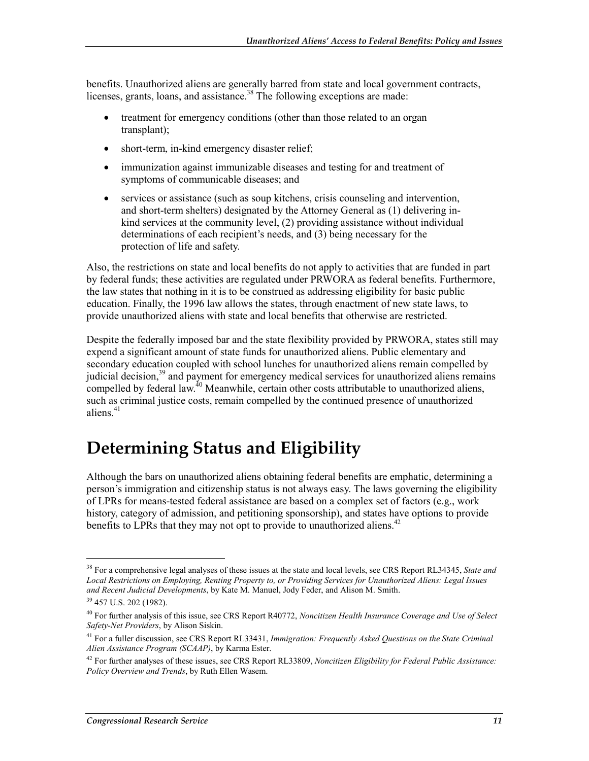benefits. Unauthorized aliens are generally barred from state and local government contracts, licenses, grants, loans, and assistance.[38] The following exceptions are made:

- treatment for emergency conditions (other than those related to an organ transplant);
- short-term, in-kind emergency disaster relief;
- immunization against immunizable diseases and testing for and treatment of symptoms of communicable diseases; and
- services or assistance (such as soup kitchens, crisis counseling and intervention, and short-term shelters) designated by the Attorney General as (1) delivering in-kind services at the community level, (2) providing assistance without individual determinations of each recipient's needs, and (3) being necessary for the protection of life and safety.

Also, the restrictions on state and local benefits do not apply to activities that are funded in part by federal funds; these activities are regulated under PRWORA as federal benefits. Furthermore, the law states that nothing in it is to be construed as addressing eligibility for basic public education. Finally, the 1996 law allows the states, through enactment of new state laws, to provide unauthorized aliens with state and local benefits that otherwise are restricted.

Despite the federally imposed bar and the state flexibility provided by PRWORA, states still may expend a significant amount of state funds for unauthorized aliens. Public elementary and secondary education coupled with school lunches for unauthorized aliens remain compelled by judicial decision,[39] and payment for emergency medical services for unauthorized aliens remains compelled by federal law.[40] Meanwhile, certain other costs attributable to unauthorized aliens, such as criminal justice costs, remain compelled by the continued presence of unauthorized aliens.[41]

# Determining Status and Eligibility

Although the bars on unauthorized aliens obtaining federal benefits are emphatic, determining a person's immigration and citizenship status is not always easy. The laws governing the eligibility of LPRs for means-tested federal assistance are based on a complex set of factors (e.g., work history, category of admission, and petitioning sponsorship), and states have options to provide benefits to LPRs that they may not opt to provide to unauthorized aliens.[42]

---

[38] For a comprehensive legal analyses of these issues at the state and local levels, see CRS Report RL34345, *State and Local Restrictions on Employing, Renting Property to, or Providing Services for Unauthorized Aliens: Legal Issues and Recent Judicial Developments*, by Kate M. Manuel, Jody Feder, and Alison M. Smith.

[39] 457 U.S. 202 (1982).

[40] For further analysis of this issue, see CRS Report R40772, *Noncitizen Health Insurance Coverage and Use of Select Safety-Net Providers*, by Alison Siskin.

[41] For a fuller discussion, see CRS Report RL33431, *Immigration: Frequently Asked Questions on the State Criminal Alien Assistance Program (SCAAP)*, by Karma Ester.

[42] For further analyses of these issues, see CRS Report RL33809, *Noncitizen Eligibility for Federal Public Assistance: Policy Overview and Trends*, by Ruth Ellen Wasem.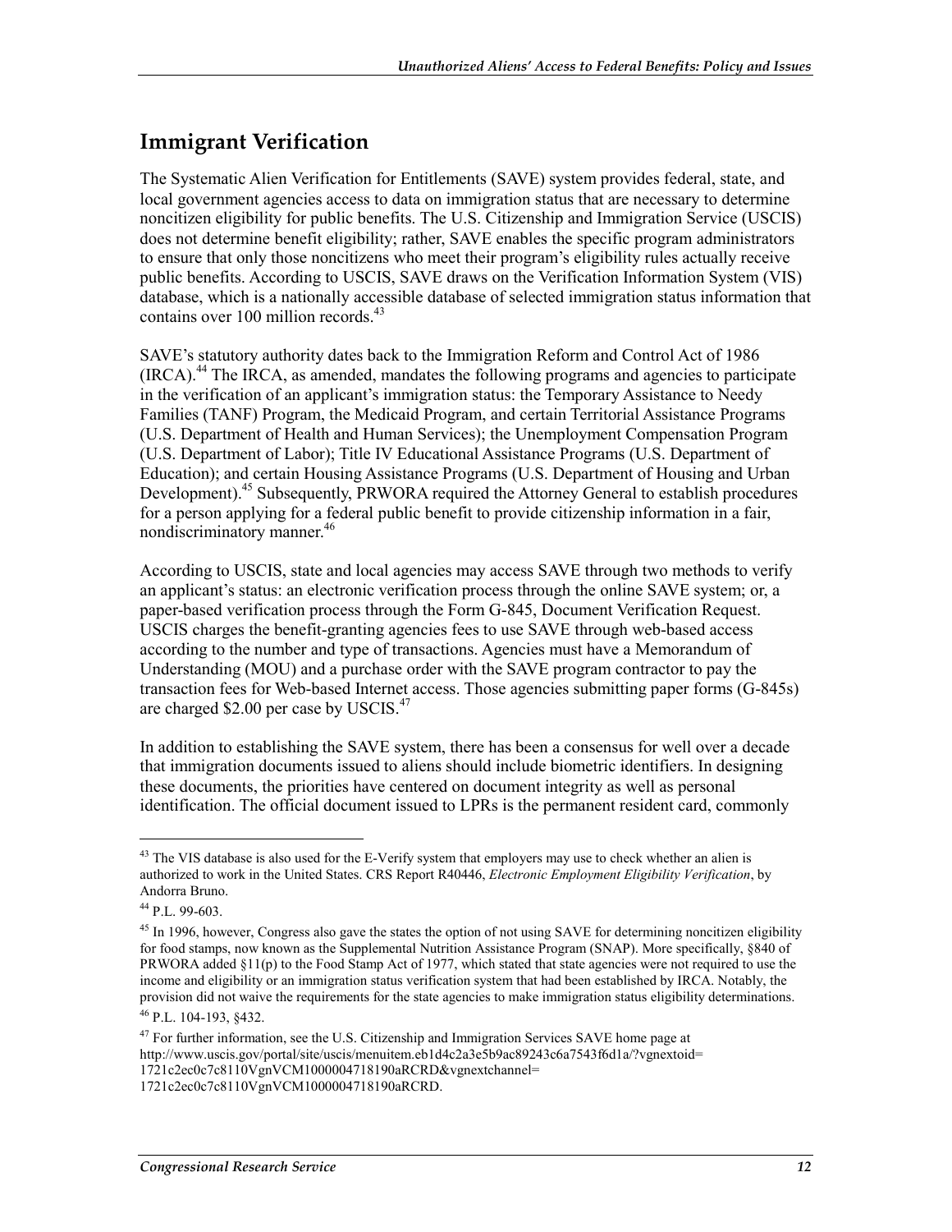## Immigrant Verification

The Systematic Alien Verification for Entitlements (SAVE) system provides federal, state, and local government agencies access to data on immigration status that are necessary to determine noncitizen eligibility for public benefits. The U.S. Citizenship and Immigration Service (USCIS) does not determine benefit eligibility; rather, SAVE enables the specific program administrators to ensure that only those noncitizens who meet their program's eligibility rules actually receive public benefits. According to USCIS, SAVE draws on the Verification Information System (VIS) database, which is a nationally accessible database of selected immigration status information that contains over 100 million records.[43]

SAVE's statutory authority dates back to the Immigration Reform and Control Act of 1986 (IRCA).[44] The IRCA, as amended, mandates the following programs and agencies to participate in the verification of an applicant's immigration status: the Temporary Assistance to Needy Families (TANF) Program, the Medicaid Program, and certain Territorial Assistance Programs (U.S. Department of Health and Human Services); the Unemployment Compensation Program (U.S. Department of Labor); Title IV Educational Assistance Programs (U.S. Department of Education); and certain Housing Assistance Programs (U.S. Department of Housing and Urban Development).[45] Subsequently, PRWORA required the Attorney General to establish procedures for a person applying for a federal public benefit to provide citizenship information in a fair, nondiscriminatory manner.[46]

According to USCIS, state and local agencies may access SAVE through two methods to verify an applicant's status: an electronic verification process through the online SAVE system; or, a paper-based verification process through the Form G-845, Document Verification Request. USCIS charges the benefit-granting agencies fees to use SAVE through web-based access according to the number and type of transactions. Agencies must have a Memorandum of Understanding (MOU) and a purchase order with the SAVE program contractor to pay the transaction fees for Web-based Internet access. Those agencies submitting paper forms (G-845s) are charged $2.00 per case by USCIS.[47]

In addition to establishing the SAVE system, there has been a consensus for well over a decade that immigration documents issued to aliens should include biometric identifiers. In designing these documents, the priorities have centered on document integrity as well as personal identification. The official document issued to LPRs is the permanent resident card, commonly

---

[43] The VIS database is also used for the E-Verify system that employers may use to check whether an alien is authorized to work in the United States. CRS Report R40446, *Electronic Employment Eligibility Verification*, by Andorra Bruno.

[44] P.L. 99-603.

[45] In 1996, however, Congress also gave the states the option of not using SAVE for determining noncitizen eligibility for food stamps, now known as the Supplemental Nutrition Assistance Program (SNAP). More specifically, §840 of PRWORA added §11(p) to the Food Stamp Act of 1977, which stated that state agencies were not required to use the income and eligibility or an immigration status verification system that had been established by IRCA. Notably, the provision did not waive the requirements for the state agencies to make immigration status eligibility determinations.

[46] P.L. 104-193, §432.

[47] For further information, see the U.S. Citizenship and Immigration Services SAVE home page at http://www.uscis.gov/portal/site/uscis/menuitem.eb1d4c2a3e5b9ac89243c6a7543f6d1a/?vgnextoid=1721c2ec0c7c8110VgnVCM1000004718190aRCRD&vgnextchannel=1721c2ec0c7c8110VgnVCM1000004718190aRCRD.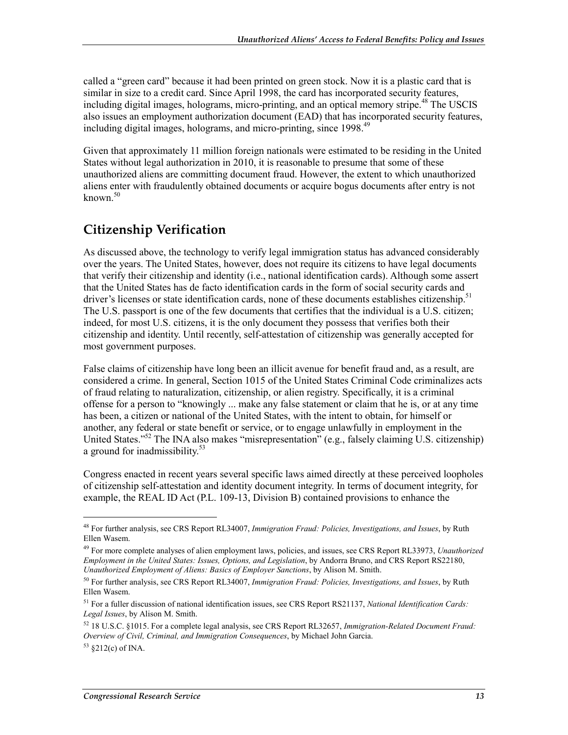called a "green card" because it had been printed on green stock. Now it is a plastic card that is similar in size to a credit card. Since April 1998, the card has incorporated security features, including digital images, holograms, micro-printing, and an optical memory stripe.[48] The USCIS also issues an employment authorization document (EAD) that has incorporated security features, including digital images, holograms, and micro-printing, since 1998.[49]

Given that approximately 11 million foreign nationals were estimated to be residing in the United States without legal authorization in 2010, it is reasonable to presume that some of these unauthorized aliens are committing document fraud. However, the extent to which unauthorized aliens enter with fraudulently obtained documents or acquire bogus documents after entry is not known.[50]

## Citizenship Verification

As discussed above, the technology to verify legal immigration status has advanced considerably over the years. The United States, however, does not require its citizens to have legal documents that verify their citizenship and identity (i.e., national identification cards). Although some assert that the United States has de facto identification cards in the form of social security cards and driver's licenses or state identification cards, none of these documents establishes citizenship.[51] The U.S. passport is one of the few documents that certifies that the individual is a U.S. citizen; indeed, for most U.S. citizens, it is the only document they possess that verifies both their citizenship and identity. Until recently, self-attestation of citizenship was generally accepted for most government purposes.

False claims of citizenship have long been an illicit avenue for benefit fraud and, as a result, are considered a crime. In general, Section 1015 of the United States Criminal Code criminalizes acts of fraud relating to naturalization, citizenship, or alien registry. Specifically, it is a criminal offense for a person to "knowingly ... make any false statement or claim that he is, or at any time has been, a citizen or national of the United States, with the intent to obtain, for himself or another, any federal or state benefit or service, or to engage unlawfully in employment in the United States."[52] The INA also makes "misrepresentation" (e.g., falsely claiming U.S. citizenship) a ground for inadmissibility.[53]

Congress enacted in recent years several specific laws aimed directly at these perceived loopholes of citizenship self-attestation and identity document integrity. In terms of document integrity, for example, the REAL ID Act (P.L. 109-13, Division B) contained provisions to enhance the

---

[48] For further analysis, see CRS Report RL34007, *Immigration Fraud: Policies, Investigations, and Issues*, by Ruth Ellen Wasem.

[49] For more complete analyses of alien employment laws, policies, and issues, see CRS Report RL33973, *Unauthorized Employment in the United States: Issues, Options, and Legislation*, by Andorra Bruno, and CRS Report RS22180, *Unauthorized Employment of Aliens: Basics of Employer Sanctions*, by Alison M. Smith.

[50] For further analysis, see CRS Report RL34007, *Immigration Fraud: Policies, Investigations, and Issues*, by Ruth Ellen Wasem.

[51] For a fuller discussion of national identification issues, see CRS Report RS21137, *National Identification Cards: Legal Issues*, by Alison M. Smith.

[52] 18 U.S.C. §1015. For a complete legal analysis, see CRS Report RL32657, *Immigration-Related Document Fraud: Overview of Civil, Criminal, and Immigration Consequences*, by Michael John Garcia.

[53] §212(c) of INA.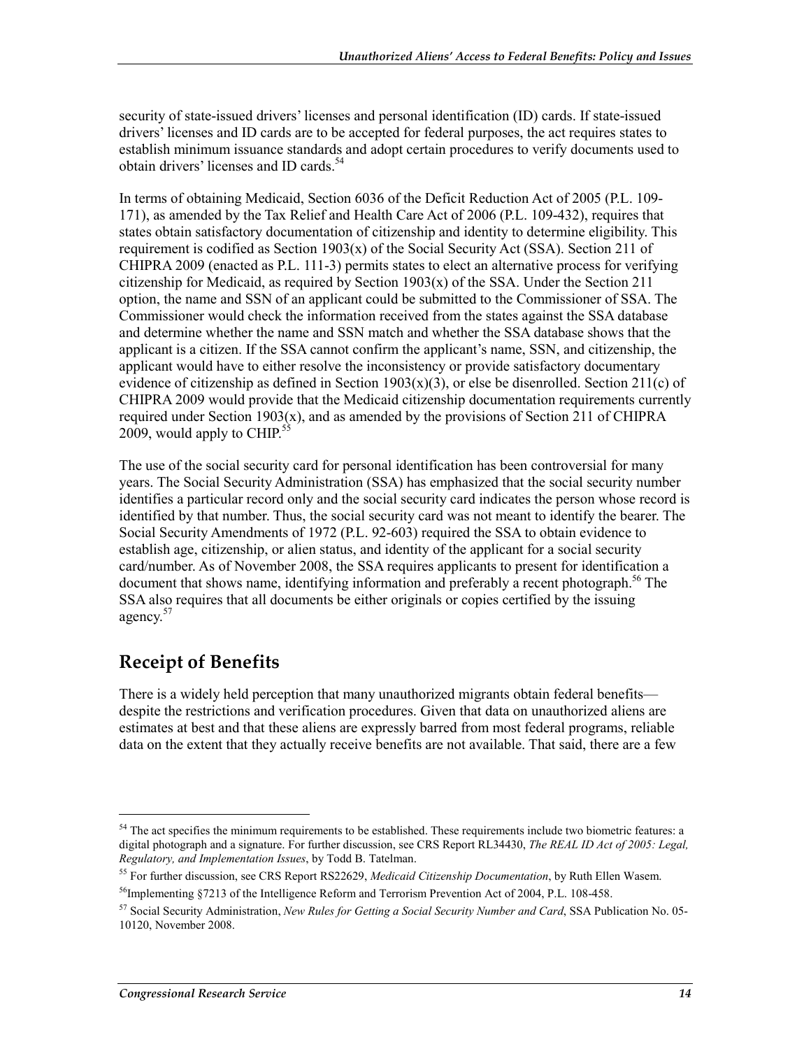security of state-issued drivers' licenses and personal identification (ID) cards. If state-issued drivers' licenses and ID cards are to be accepted for federal purposes, the act requires states to establish minimum issuance standards and adopt certain procedures to verify documents used to obtain drivers' licenses and ID cards.[54]

In terms of obtaining Medicaid, Section 6036 of the Deficit Reduction Act of 2005 (P.L. 109-171), as amended by the Tax Relief and Health Care Act of 2006 (P.L. 109-432), requires that states obtain satisfactory documentation of citizenship and identity to determine eligibility. This requirement is codified as Section 1903(x) of the Social Security Act (SSA). Section 211 of CHIPRA 2009 (enacted as P.L. 111-3) permits states to elect an alternative process for verifying citizenship for Medicaid, as required by Section 1903(x) of the SSA. Under the Section 211 option, the name and SSN of an applicant could be submitted to the Commissioner of SSA. The Commissioner would check the information received from the states against the SSA database and determine whether the name and SSN match and whether the SSA database shows that the applicant is a citizen. If the SSA cannot confirm the applicant's name, SSN, and citizenship, the applicant would have to either resolve the inconsistency or provide satisfactory documentary evidence of citizenship as defined in Section 1903(x)(3), or else be disenrolled. Section 211(c) of CHIPRA 2009 would provide that the Medicaid citizenship documentation requirements currently required under Section 1903(x), and as amended by the provisions of Section 211 of CHIPRA 2009, would apply to CHIP.[55]

The use of the social security card for personal identification has been controversial for many years. The Social Security Administration (SSA) has emphasized that the social security number identifies a particular record only and the social security card indicates the person whose record is identified by that number. Thus, the social security card was not meant to identify the bearer. The Social Security Amendments of 1972 (P.L. 92-603) required the SSA to obtain evidence to establish age, citizenship, or alien status, and identity of the applicant for a social security card/number. As of November 2008, the SSA requires applicants to present for identification a document that shows name, identifying information and preferably a recent photograph.[56] The SSA also requires that all documents be either originals or copies certified by the issuing agency.[57]

## Receipt of Benefits

There is a widely held perception that many unauthorized migrants obtain federal benefits—despite the restrictions and verification procedures. Given that data on unauthorized aliens are estimates at best and that these aliens are expressly barred from most federal programs, reliable data on the extent that they actually receive benefits are not available. That said, there are a few

---

[54] The act specifies the minimum requirements to be established. These requirements include two biometric features: a digital photograph and a signature. For further discussion, see CRS Report RL34430, *The REAL ID Act of 2005: Legal, Regulatory, and Implementation Issues*, by Todd B. Tatelman.

[55] For further discussion, see CRS Report RS22629, *Medicaid Citizenship Documentation*, by Ruth Ellen Wasem.

[56] Implementing §7213 of the Intelligence Reform and Terrorism Prevention Act of 2004, P.L. 108-458.

[57] Social Security Administration, *New Rules for Getting a Social Security Number and Card*, SSA Publication No. 05-10120, November 2008.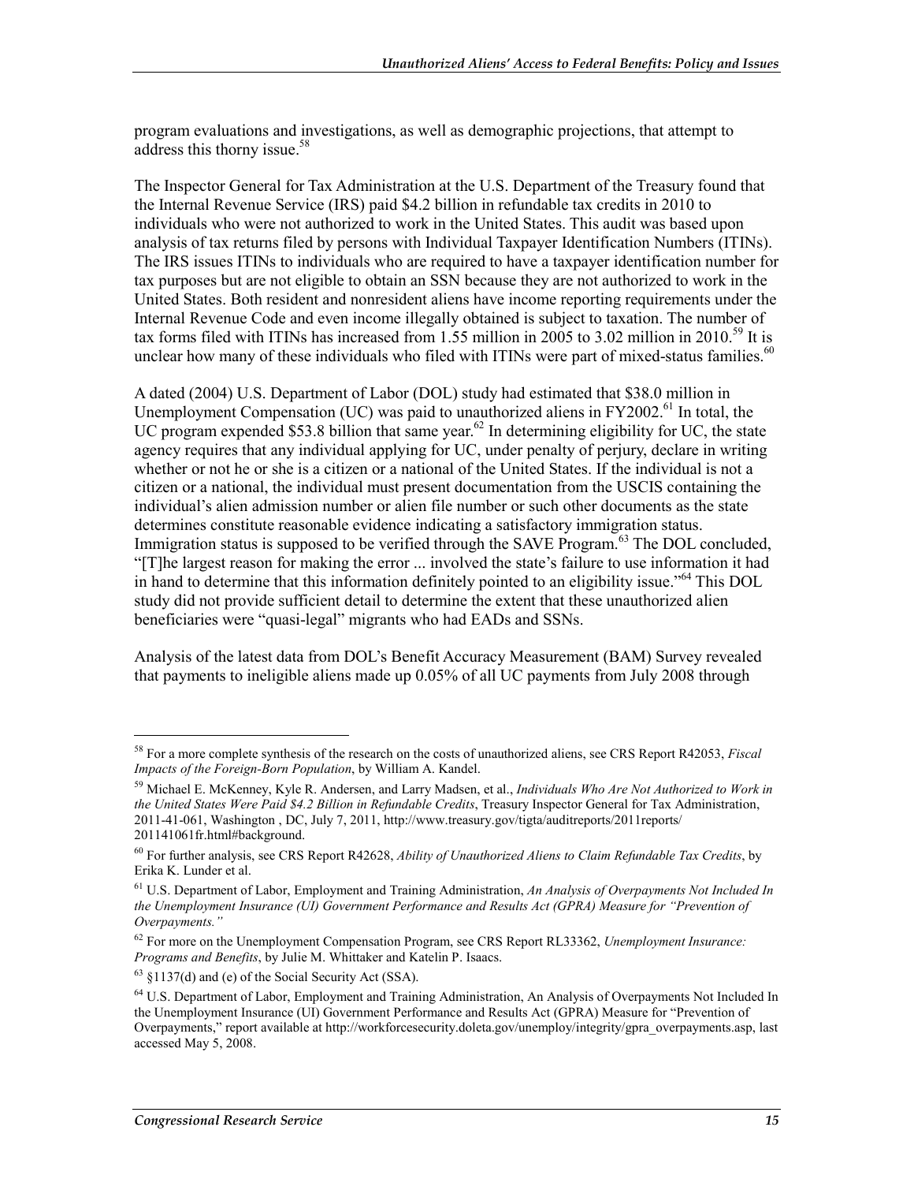program evaluations and investigations, as well as demographic projections, that attempt to address this thorny issue.[58]

The Inspector General for Tax Administration at the U.S. Department of the Treasury found that the Internal Revenue Service (IRS) paid $4.2 billion in refundable tax credits in 2010 to individuals who were not authorized to work in the United States. This audit was based upon analysis of tax returns filed by persons with Individual Taxpayer Identification Numbers (ITINs). The IRS issues ITINs to individuals who are required to have a taxpayer identification number for tax purposes but are not eligible to obtain an SSN because they are not authorized to work in the United States. Both resident and nonresident aliens have income reporting requirements under the Internal Revenue Code and even income illegally obtained is subject to taxation. The number of tax forms filed with ITINs has increased from 1.55 million in 2005 to 3.02 million in 2010.[59] It is unclear how many of these individuals who filed with ITINs were part of mixed-status families.[60]

A dated (2004) U.S. Department of Labor (DOL) study had estimated that $38.0 million in Unemployment Compensation (UC) was paid to unauthorized aliens in FY2002.[61] In total, the UC program expended $53.8 billion that same year.[62] In determining eligibility for UC, the state agency requires that any individual applying for UC, under penalty of perjury, declare in writing whether or not he or she is a citizen or a national of the United States. If the individual is not a citizen or a national, the individual must present documentation from the USCIS containing the individual's alien admission number or alien file number or such other documents as the state determines constitute reasonable evidence indicating a satisfactory immigration status. Immigration status is supposed to be verified through the SAVE Program.[63] The DOL concluded, "[T]he largest reason for making the error ... involved the state's failure to use information it had in hand to determine that this information definitely pointed to an eligibility issue."[64] This DOL study did not provide sufficient detail to determine the extent that these unauthorized alien beneficiaries were "quasi-legal" migrants who had EADs and SSNs.

Analysis of the latest data from DOL's Benefit Accuracy Measurement (BAM) Survey revealed that payments to ineligible aliens made up 0.05% of all UC payments from July 2008 through

---

[58] For a more complete synthesis of the research on the costs of unauthorized aliens, see CRS Report R42053, *Fiscal Impacts of the Foreign-Born Population*, by William A. Kandel.

[59] Michael E. McKenney, Kyle R. Andersen, and Larry Madsen, et al., *Individuals Who Are Not Authorized to Work in the United States Were Paid $4.2 Billion in Refundable Credits*, Treasury Inspector General for Tax Administration, 2011-41-061, Washington , DC, July 7, 2011, http://www.treasury.gov/tigta/auditreports/2011reports/201141061fr.html#background.

[60] For further analysis, see CRS Report R42628, *Ability of Unauthorized Aliens to Claim Refundable Tax Credits*, by Erika K. Lunder et al.

[61] U.S. Department of Labor, Employment and Training Administration, *An Analysis of Overpayments Not Included In the Unemployment Insurance (UI) Government Performance and Results Act (GPRA) Measure for "Prevention of Overpayments."*

[62] For more on the Unemployment Compensation Program, see CRS Report RL33362, *Unemployment Insurance: Programs and Benefits*, by Julie M. Whittaker and Katelin P. Isaacs.

[63] §1137(d) and (e) of the Social Security Act (SSA).

[64] U.S. Department of Labor, Employment and Training Administration, An Analysis of Overpayments Not Included In the Unemployment Insurance (UI) Government Performance and Results Act (GPRA) Measure for "Prevention of Overpayments," report available at http://workforcesecurity.doleta.gov/unemploy/integrity/gpra_overpayments.asp, last accessed May 5, 2008.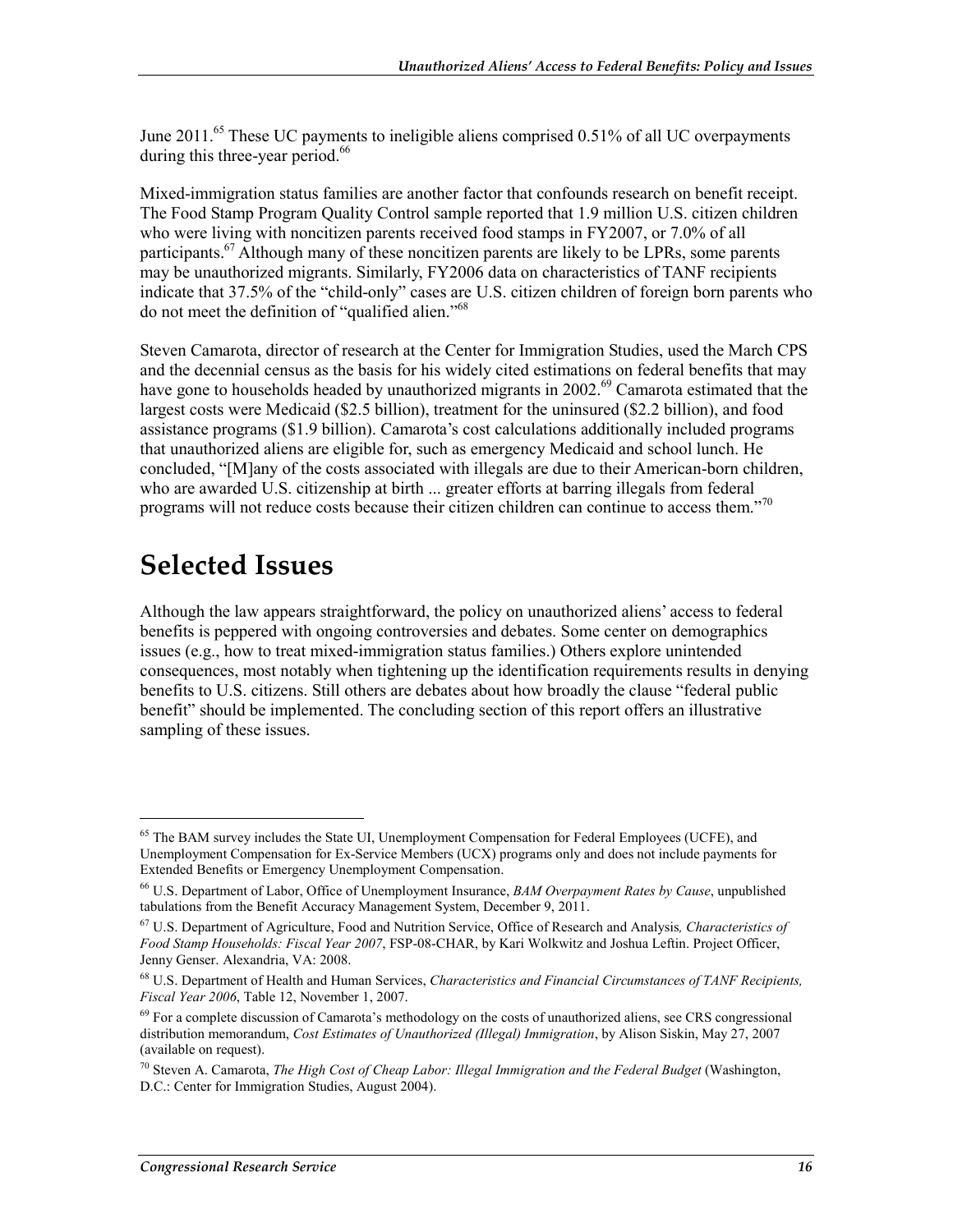June 2011.[65] These UC payments to ineligible aliens comprised 0.51% of all UC overpayments during this three-year period.[66]

Mixed-immigration status families are another factor that confounds research on benefit receipt. The Food Stamp Program Quality Control sample reported that 1.9 million U.S. citizen children who were living with noncitizen parents received food stamps in FY2007, or 7.0% of all participants.[67] Although many of these noncitizen parents are likely to be LPRs, some parents may be unauthorized migrants. Similarly, FY2006 data on characteristics of TANF recipients indicate that 37.5% of the "child-only" cases are U.S. citizen children of foreign born parents who do not meet the definition of "qualified alien."[68]

Steven Camarota, director of research at the Center for Immigration Studies, used the March CPS and the decennial census as the basis for his widely cited estimations on federal benefits that may have gone to households headed by unauthorized migrants in 2002.[69] Camarota estimated that the largest costs were Medicaid ($2.5 billion), treatment for the uninsured ($2.2 billion), and food assistance programs ($1.9 billion). Camarota's cost calculations additionally included programs that unauthorized aliens are eligible for, such as emergency Medicaid and school lunch. He concluded, "[M]any of the costs associated with illegals are due to their American-born children, who are awarded U.S. citizenship at birth ... greater efforts at barring illegals from federal programs will not reduce costs because their citizen children can continue to access them."[70]

# Selected Issues

Although the law appears straightforward, the policy on unauthorized aliens' access to federal benefits is peppered with ongoing controversies and debates. Some center on demographics issues (e.g., how to treat mixed-immigration status families.) Others explore unintended consequences, most notably when tightening up the identification requirements results in denying benefits to U.S. citizens. Still others are debates about how broadly the clause "federal public benefit" should be implemented. The concluding section of this report offers an illustrative sampling of these issues.

---

[65] The BAM survey includes the State UI, Unemployment Compensation for Federal Employees (UCFE), and Unemployment Compensation for Ex-Service Members (UCX) programs only and does not include payments for Extended Benefits or Emergency Unemployment Compensation.

[66] U.S. Department of Labor, Office of Unemployment Insurance, *BAM Overpayment Rates by Cause*, unpublished tabulations from the Benefit Accuracy Management System, December 9, 2011.

[67] U.S. Department of Agriculture, Food and Nutrition Service, Office of Research and Analysis*, Characteristics of Food Stamp Households: Fiscal Year 2007*, FSP-08-CHAR, by Kari Wolkwitz and Joshua Leftin. Project Officer, Jenny Genser. Alexandria, VA: 2008.

[68] U.S. Department of Health and Human Services, *Characteristics and Financial Circumstances of TANF Recipients, Fiscal Year 2006*, Table 12, November 1, 2007.

[69] For a complete discussion of Camarota's methodology on the costs of unauthorized aliens, see CRS congressional distribution memorandum, *Cost Estimates of Unauthorized (Illegal) Immigration*, by Alison Siskin, May 27, 2007 (available on request).

[70] Steven A. Camarota, *The High Cost of Cheap Labor: Illegal Immigration and the Federal Budget* (Washington, D.C.: Center for Immigration Studies, August 2004).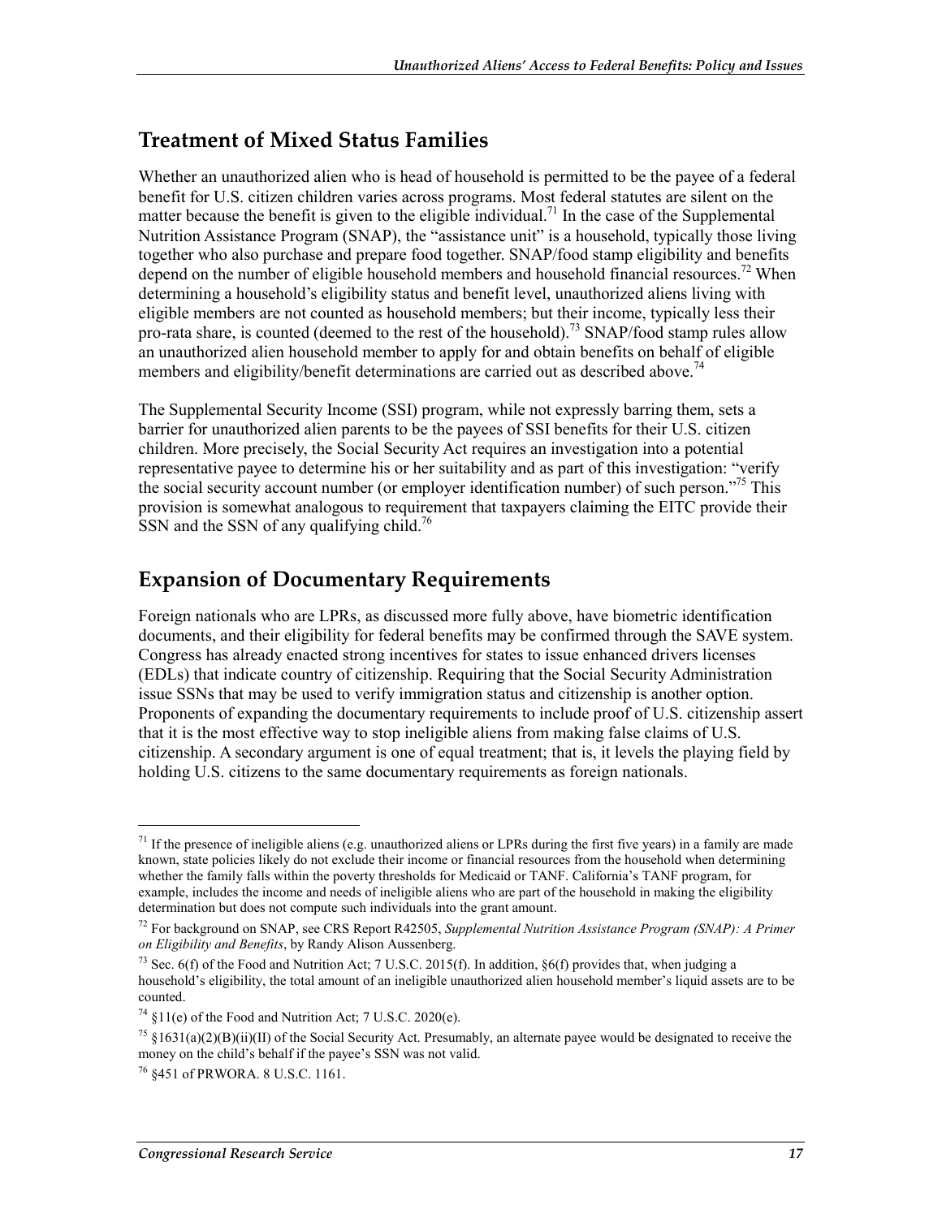## Treatment of Mixed Status Families

Whether an unauthorized alien who is head of household is permitted to be the payee of a federal benefit for U.S. citizen children varies across programs. Most federal statutes are silent on the matter because the benefit is given to the eligible individual.[71] In the case of the Supplemental Nutrition Assistance Program (SNAP), the "assistance unit" is a household, typically those living together who also purchase and prepare food together. SNAP/food stamp eligibility and benefits depend on the number of eligible household members and household financial resources.[72] When determining a household's eligibility status and benefit level, unauthorized aliens living with eligible members are not counted as household members; but their income, typically less their pro-rata share, is counted (deemed to the rest of the household).[73] SNAP/food stamp rules allow an unauthorized alien household member to apply for and obtain benefits on behalf of eligible members and eligibility/benefit determinations are carried out as described above.[74]

The Supplemental Security Income (SSI) program, while not expressly barring them, sets a barrier for unauthorized alien parents to be the payees of SSI benefits for their U.S. citizen children. More precisely, the Social Security Act requires an investigation into a potential representative payee to determine his or her suitability and as part of this investigation: "verify the social security account number (or employer identification number) of such person."[75] This provision is somewhat analogous to requirement that taxpayers claiming the EITC provide their SSN and the SSN of any qualifying child.[76]

## Expansion of Documentary Requirements

Foreign nationals who are LPRs, as discussed more fully above, have biometric identification documents, and their eligibility for federal benefits may be confirmed through the SAVE system. Congress has already enacted strong incentives for states to issue enhanced drivers licenses (EDLs) that indicate country of citizenship. Requiring that the Social Security Administration issue SSNs that may be used to verify immigration status and citizenship is another option. Proponents of expanding the documentary requirements to include proof of U.S. citizenship assert that it is the most effective way to stop ineligible aliens from making false claims of U.S. citizenship. A secondary argument is one of equal treatment; that is, it levels the playing field by holding U.S. citizens to the same documentary requirements as foreign nationals.

---

[71] If the presence of ineligible aliens (e.g. unauthorized aliens or LPRs during the first five years) in a family are made known, state policies likely do not exclude their income or financial resources from the household when determining whether the family falls within the poverty thresholds for Medicaid or TANF. California's TANF program, for example, includes the income and needs of ineligible aliens who are part of the household in making the eligibility determination but does not compute such individuals into the grant amount.

[72] For background on SNAP, see CRS Report R42505, *Supplemental Nutrition Assistance Program (SNAP): A Primer on Eligibility and Benefits*, by Randy Alison Aussenberg.

[73] Sec. 6(f) of the Food and Nutrition Act; 7 U.S.C. 2015(f). In addition, §6(f) provides that, when judging a household's eligibility, the total amount of an ineligible unauthorized alien household member's liquid assets are to be counted.

[74] §11(e) of the Food and Nutrition Act; 7 U.S.C. 2020(e).

[75] §1631(a)(2)(B)(ii)(II) of the Social Security Act. Presumably, an alternate payee would be designated to receive the money on the child's behalf if the payee's SSN was not valid.

[76] §451 of PRWORA. 8 U.S.C. 1161.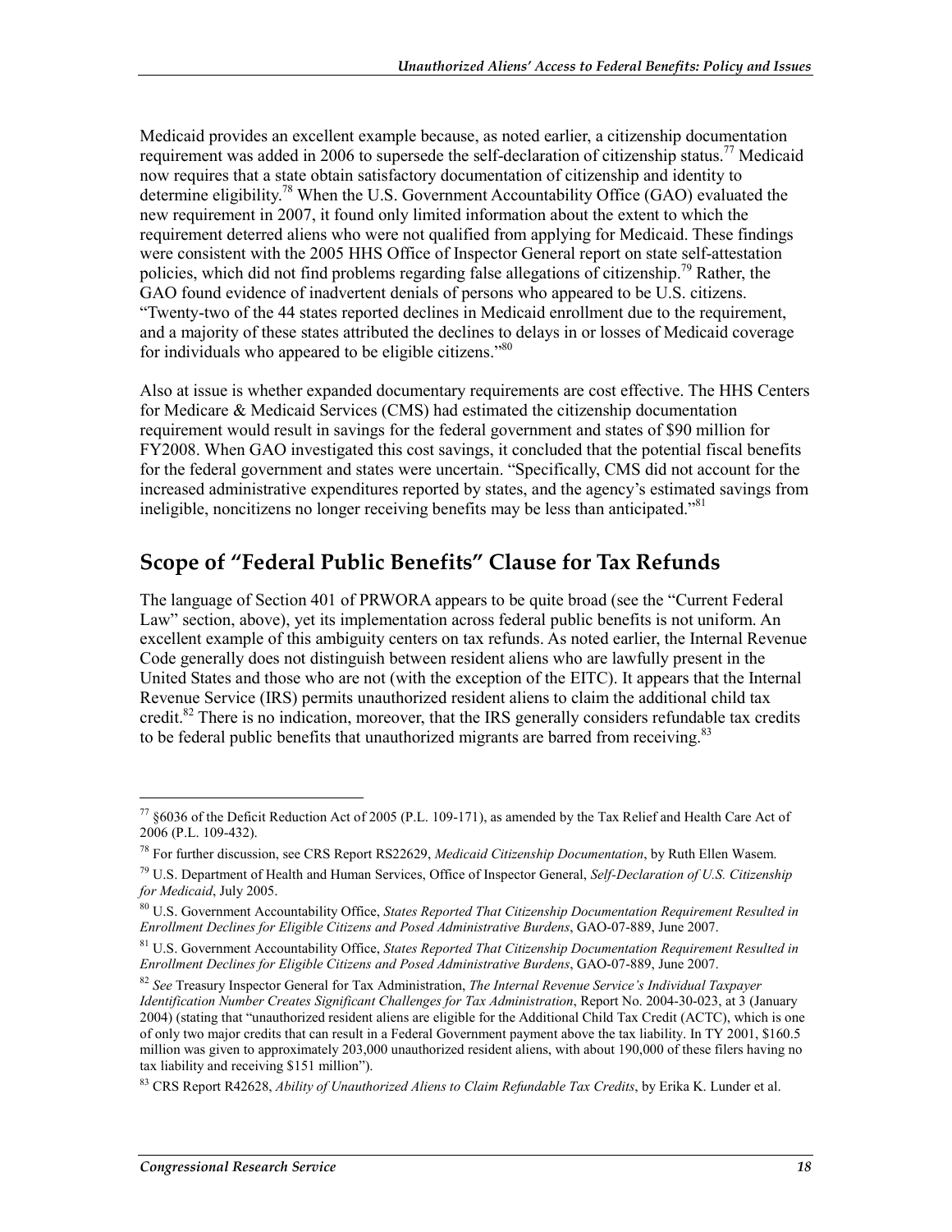Medicaid provides an excellent example because, as noted earlier, a citizenship documentation requirement was added in 2006 to supersede the self-declaration of citizenship status.[77] Medicaid now requires that a state obtain satisfactory documentation of citizenship and identity to determine eligibility.[78] When the U.S. Government Accountability Office (GAO) evaluated the new requirement in 2007, it found only limited information about the extent to which the requirement deterred aliens who were not qualified from applying for Medicaid. These findings were consistent with the 2005 HHS Office of Inspector General report on state self-attestation policies, which did not find problems regarding false allegations of citizenship.[79] Rather, the GAO found evidence of inadvertent denials of persons who appeared to be U.S. citizens. "Twenty-two of the 44 states reported declines in Medicaid enrollment due to the requirement, and a majority of these states attributed the declines to delays in or losses of Medicaid coverage for individuals who appeared to be eligible citizens."[80]

Also at issue is whether expanded documentary requirements are cost effective. The HHS Centers for Medicare & Medicaid Services (CMS) had estimated the citizenship documentation requirement would result in savings for the federal government and states of $90 million for FY2008. When GAO investigated this cost savings, it concluded that the potential fiscal benefits for the federal government and states were uncertain. "Specifically, CMS did not account for the increased administrative expenditures reported by states, and the agency's estimated savings from ineligible, noncitizens no longer receiving benefits may be less than anticipated."[81]

## Scope of "Federal Public Benefits" Clause for Tax Refunds

The language of Section 401 of PRWORA appears to be quite broad (see the "Current Federal Law" section, above), yet its implementation across federal public benefits is not uniform. An excellent example of this ambiguity centers on tax refunds. As noted earlier, the Internal Revenue Code generally does not distinguish between resident aliens who are lawfully present in the United States and those who are not (with the exception of the EITC). It appears that the Internal Revenue Service (IRS) permits unauthorized resident aliens to claim the additional child tax credit.[82] There is no indication, moreover, that the IRS generally considers refundable tax credits to be federal public benefits that unauthorized migrants are barred from receiving.[83]

---

[77] §6036 of the Deficit Reduction Act of 2005 (P.L. 109-171), as amended by the Tax Relief and Health Care Act of 2006 (P.L. 109-432).

[78] For further discussion, see CRS Report RS22629, *Medicaid Citizenship Documentation*, by Ruth Ellen Wasem.

[79] U.S. Department of Health and Human Services, Office of Inspector General, *Self-Declaration of U.S. Citizenship for Medicaid*, July 2005.

[80] U.S. Government Accountability Office, *States Reported That Citizenship Documentation Requirement Resulted in Enrollment Declines for Eligible Citizens and Posed Administrative Burdens*, GAO-07-889, June 2007.

[81] U.S. Government Accountability Office, *States Reported That Citizenship Documentation Requirement Resulted in Enrollment Declines for Eligible Citizens and Posed Administrative Burdens*, GAO-07-889, June 2007.

[82] *See* Treasury Inspector General for Tax Administration, *The Internal Revenue Service's Individual Taxpayer Identification Number Creates Significant Challenges for Tax Administration*, Report No. 2004-30-023, at 3 (January 2004) (stating that "unauthorized resident aliens are eligible for the Additional Child Tax Credit (ACTC), which is one of only two major credits that can result in a Federal Government payment above the tax liability. In TY 2001, $160.5 million was given to approximately 203,000 unauthorized resident aliens, with about 190,000 of these filers having no tax liability and receiving $151 million").

[83] CRS Report R42628, *Ability of Unauthorized Aliens to Claim Refundable Tax Credits*, by Erika K. Lunder et al.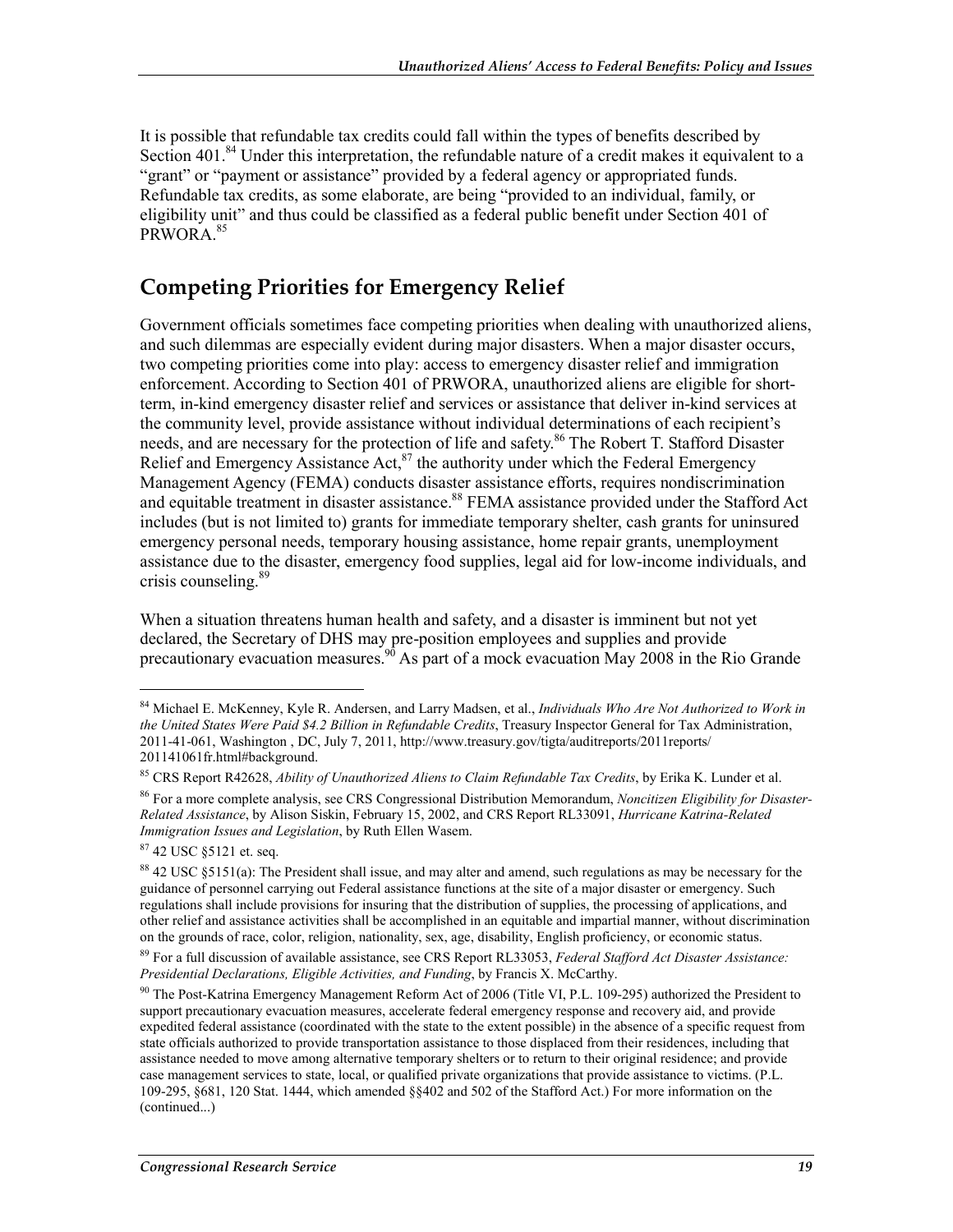It is possible that refundable tax credits could fall within the types of benefits described by Section 401.[84] Under this interpretation, the refundable nature of a credit makes it equivalent to a "grant" or "payment or assistance" provided by a federal agency or appropriated funds. Refundable tax credits, as some elaborate, are being "provided to an individual, family, or eligibility unit" and thus could be classified as a federal public benefit under Section 401 of PRWORA.[85]

## Competing Priorities for Emergency Relief

Government officials sometimes face competing priorities when dealing with unauthorized aliens, and such dilemmas are especially evident during major disasters. When a major disaster occurs, two competing priorities come into play: access to emergency disaster relief and immigration enforcement. According to Section 401 of PRWORA, unauthorized aliens are eligible for short-term, in-kind emergency disaster relief and services or assistance that deliver in-kind services at the community level, provide assistance without individual determinations of each recipient's needs, and are necessary for the protection of life and safety.[86] The Robert T. Stafford Disaster Relief and Emergency Assistance Act,[87] the authority under which the Federal Emergency Management Agency (FEMA) conducts disaster assistance efforts, requires nondiscrimination and equitable treatment in disaster assistance.[88] FEMA assistance provided under the Stafford Act includes (but is not limited to) grants for immediate temporary shelter, cash grants for uninsured emergency personal needs, temporary housing assistance, home repair grants, unemployment assistance due to the disaster, emergency food supplies, legal aid for low-income individuals, and crisis counseling.[89]

When a situation threatens human health and safety, and a disaster is imminent but not yet declared, the Secretary of DHS may pre-position employees and supplies and provide precautionary evacuation measures.[90] As part of a mock evacuation May 2008 in the Rio Grande

---

[84] Michael E. McKenney, Kyle R. Andersen, and Larry Madsen, et al., *Individuals Who Are Not Authorized to Work in the United States Were Paid $4.2 Billion in Refundable Credits*, Treasury Inspector General for Tax Administration, 2011-41-061, Washington , DC, July 7, 2011, http://www.treasury.gov/tigta/auditreports/2011reports/201141061fr.html#background.

[85] CRS Report R42628, *Ability of Unauthorized Aliens to Claim Refundable Tax Credits*, by Erika K. Lunder et al.

[86] For a more complete analysis, see CRS Congressional Distribution Memorandum, *Noncitizen Eligibility for Disaster-Related Assistance*, by Alison Siskin, February 15, 2002, and CRS Report RL33091, *Hurricane Katrina-Related Immigration Issues and Legislation*, by Ruth Ellen Wasem.

[87] 42 USC §5121 et. seq.

[88] 42 USC §5151(a): The President shall issue, and may alter and amend, such regulations as may be necessary for the guidance of personnel carrying out Federal assistance functions at the site of a major disaster or emergency. Such regulations shall include provisions for insuring that the distribution of supplies, the processing of applications, and other relief and assistance activities shall be accomplished in an equitable and impartial manner, without discrimination on the grounds of race, color, religion, nationality, sex, age, disability, English proficiency, or economic status.

[89] For a full discussion of available assistance, see CRS Report RL33053, *Federal Stafford Act Disaster Assistance: Presidential Declarations, Eligible Activities, and Funding*, by Francis X. McCarthy.

[90] The Post-Katrina Emergency Management Reform Act of 2006 (Title VI, P.L. 109-295) authorized the President to support precautionary evacuation measures, accelerate federal emergency response and recovery aid, and provide expedited federal assistance (coordinated with the state to the extent possible) in the absence of a specific request from state officials authorized to provide transportation assistance to those displaced from their residences, including that assistance needed to move among alternative temporary shelters or to return to their original residence; and provide case management services to state, local, or qualified private organizations that provide assistance to victims. (P.L. 109-295, §681, 120 Stat. 1444, which amended §§402 and 502 of the Stafford Act.) For more information on the (continued...)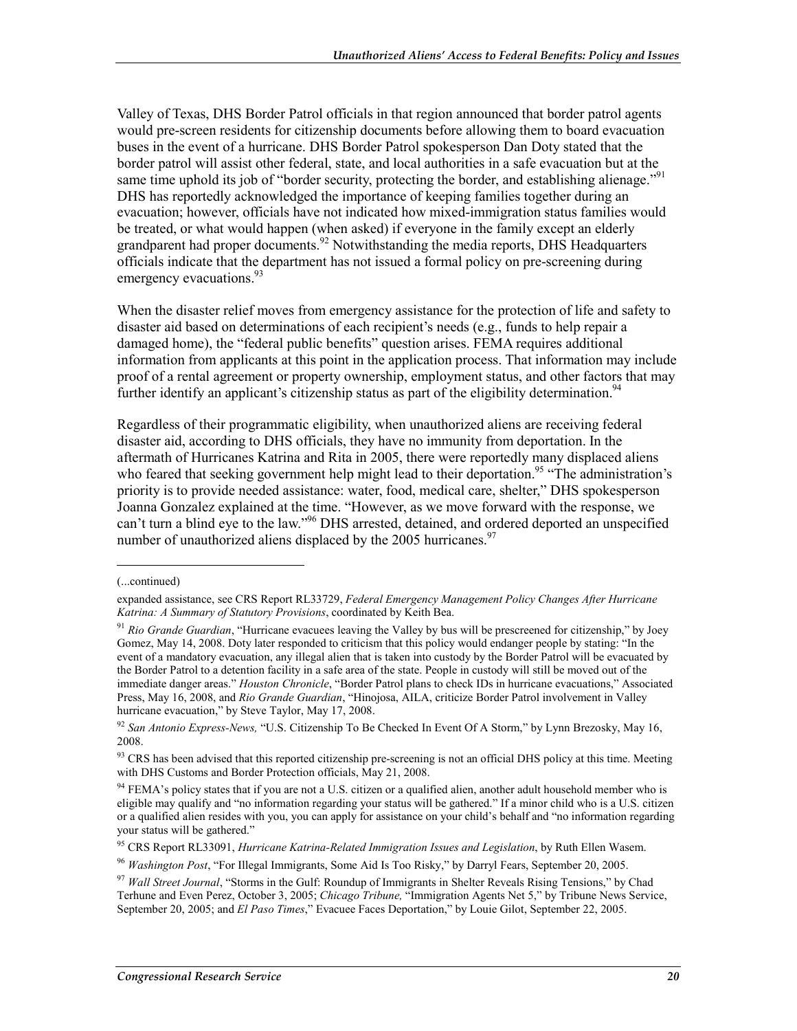Valley of Texas, DHS Border Patrol officials in that region announced that border patrol agents would pre-screen residents for citizenship documents before allowing them to board evacuation buses in the event of a hurricane. DHS Border Patrol spokesperson Dan Doty stated that the border patrol will assist other federal, state, and local authorities in a safe evacuation but at the same time uphold its job of "border security, protecting the border, and establishing alienage."[91] DHS has reportedly acknowledged the importance of keeping families together during an evacuation; however, officials have not indicated how mixed-immigration status families would be treated, or what would happen (when asked) if everyone in the family except an elderly grandparent had proper documents.[92] Notwithstanding the media reports, DHS Headquarters officials indicate that the department has not issued a formal policy on pre-screening during emergency evacuations.[93]

When the disaster relief moves from emergency assistance for the protection of life and safety to disaster aid based on determinations of each recipient's needs (e.g., funds to help repair a damaged home), the "federal public benefits" question arises. FEMA requires additional information from applicants at this point in the application process. That information may include proof of a rental agreement or property ownership, employment status, and other factors that may further identify an applicant's citizenship status as part of the eligibility determination.[94]

Regardless of their programmatic eligibility, when unauthorized aliens are receiving federal disaster aid, according to DHS officials, they have no immunity from deportation. In the aftermath of Hurricanes Katrina and Rita in 2005, there were reportedly many displaced aliens who feared that seeking government help might lead to their deportation.[95] "The administration's priority is to provide needed assistance: water, food, medical care, shelter," DHS spokesperson Joanna Gonzalez explained at the time. "However, as we move forward with the response, we can't turn a blind eye to the law."[96] DHS arrested, detained, and ordered deported an unspecified number of unauthorized aliens displaced by the 2005 hurricanes.[97]

---

(...continued)

expanded assistance, see CRS Report RL33729, *Federal Emergency Management Policy Changes After Hurricane Katrina: A Summary of Statutory Provisions*, coordinated by Keith Bea.

[91] *Rio Grande Guardian*, "Hurricane evacuees leaving the Valley by bus will be prescreened for citizenship," by Joey Gomez, May 14, 2008. Doty later responded to criticism that this policy would endanger people by stating: "In the event of a mandatory evacuation, any illegal alien that is taken into custody by the Border Patrol will be evacuated by the Border Patrol to a detention facility in a safe area of the state. People in custody will still be moved out of the immediate danger areas." *Houston Chronicle*, "Border Patrol plans to check IDs in hurricane evacuations," Associated Press, May 16, 2008, and *Rio Grande Guardian*, "Hinojosa, AILA, criticize Border Patrol involvement in Valley hurricane evacuation," by Steve Taylor, May 17, 2008.

[92] *San Antonio Express-News,* "U.S. Citizenship To Be Checked In Event Of A Storm," by Lynn Brezosky, May 16, 2008.

[93] CRS has been advised that this reported citizenship pre-screening is not an official DHS policy at this time. Meeting with DHS Customs and Border Protection officials, May 21, 2008.

[94] FEMA's policy states that if you are not a U.S. citizen or a qualified alien, another adult household member who is eligible may qualify and "no information regarding your status will be gathered." If a minor child who is a U.S. citizen or a qualified alien resides with you, you can apply for assistance on your child's behalf and "no information regarding your status will be gathered."

[95] CRS Report RL33091, *Hurricane Katrina-Related Immigration Issues and Legislation*, by Ruth Ellen Wasem.

[96] *Washington Post*, "For Illegal Immigrants, Some Aid Is Too Risky," by Darryl Fears, September 20, 2005.

[97] *Wall Street Journal*, "Storms in the Gulf: Roundup of Immigrants in Shelter Reveals Rising Tensions," by Chad Terhune and Even Perez, October 3, 2005; *Chicago Tribune,* "Immigration Agents Net 5," by Tribune News Service, September 20, 2005; and *El Paso Times*," Evacuee Faces Deportation," by Louie Gilot, September 22, 2005.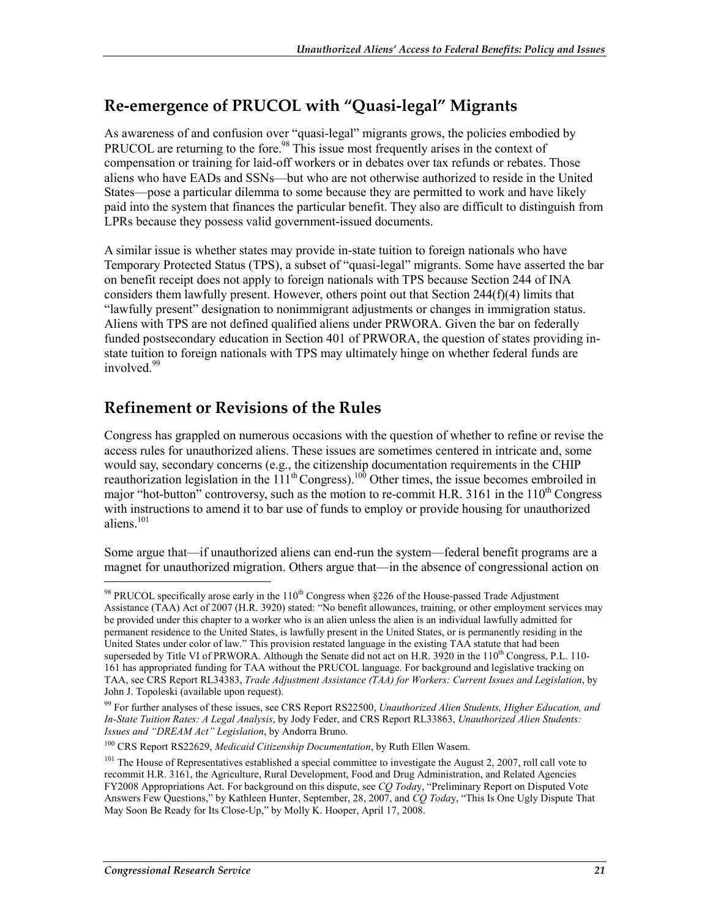## Re-emergence of PRUCOL with "Quasi-legal" Migrants

As awareness of and confusion over "quasi-legal" migrants grows, the policies embodied by PRUCOL are returning to the fore.[98] This issue most frequently arises in the context of compensation or training for laid-off workers or in debates over tax refunds or rebates. Those aliens who have EADs and SSNs—but who are not otherwise authorized to reside in the United States—pose a particular dilemma to some because they are permitted to work and have likely paid into the system that finances the particular benefit. They also are difficult to distinguish from LPRs because they possess valid government-issued documents.

A similar issue is whether states may provide in-state tuition to foreign nationals who have Temporary Protected Status (TPS), a subset of "quasi-legal" migrants. Some have asserted the bar on benefit receipt does not apply to foreign nationals with TPS because Section 244 of INA considers them lawfully present. However, others point out that Section 244(f)(4) limits that "lawfully present" designation to nonimmigrant adjustments or changes in immigration status. Aliens with TPS are not defined qualified aliens under PRWORA. Given the bar on federally funded postsecondary education in Section 401 of PRWORA, the question of states providing in-state tuition to foreign nationals with TPS may ultimately hinge on whether federal funds are involved.[99]

## Refinement or Revisions of the Rules

Congress has grappled on numerous occasions with the question of whether to refine or revise the access rules for unauthorized aliens. These issues are sometimes centered in intricate and, some would say, secondary concerns (e.g., the citizenship documentation requirements in the CHIP reauthorization legislation in the 111th Congress).[100] Other times, the issue becomes embroiled in major "hot-button" controversy, such as the motion to re-commit H.R. 3161 in the 110th Congress with instructions to amend it to bar use of funds to employ or provide housing for unauthorized aliens.[101]

Some argue that—if unauthorized aliens can end-run the system—federal benefit programs are a magnet for unauthorized migration. Others argue that—in the absence of congressional action on

---

[98] PRUCOL specifically arose early in the 110th Congress when §226 of the House-passed Trade Adjustment Assistance (TAA) Act of 2007 (H.R. 3920) stated: "No benefit allowances, training, or other employment services may be provided under this chapter to a worker who is an alien unless the alien is an individual lawfully admitted for permanent residence to the United States, is lawfully present in the United States, or is permanently residing in the United States under color of law." This provision restated language in the existing TAA statute that had been superseded by Title VI of PRWORA. Although the Senate did not act on H.R. 3920 in the 110th Congress, P.L. 110-161 has appropriated funding for TAA without the PRUCOL language. For background and legislative tracking on TAA, see CRS Report RL34383, *Trade Adjustment Assistance (TAA) for Workers: Current Issues and Legislation*, by John J. Topoleski (available upon request).

[99] For further analyses of these issues, see CRS Report RS22500, *Unauthorized Alien Students, Higher Education, and In-State Tuition Rates: A Legal Analysis*, by Jody Feder, and CRS Report RL33863, *Unauthorized Alien Students: Issues and "DREAM Act" Legislation*, by Andorra Bruno.

[100] CRS Report RS22629, *Medicaid Citizenship Documentation*, by Ruth Ellen Wasem.

[101] The House of Representatives established a special committee to investigate the August 2, 2007, roll call vote to recommit H.R. 3161, the Agriculture, Rural Development, Food and Drug Administration, and Related Agencies FY2008 Appropriations Act. For background on this dispute, see *CQ Today*, "Preliminary Report on Disputed Vote Answers Few Questions," by Kathleen Hunter, September, 28, 2007, and *CQ Today*, "This Is One Ugly Dispute That May Soon Be Ready for Its Close-Up," by Molly K. Hooper, April 17, 2008.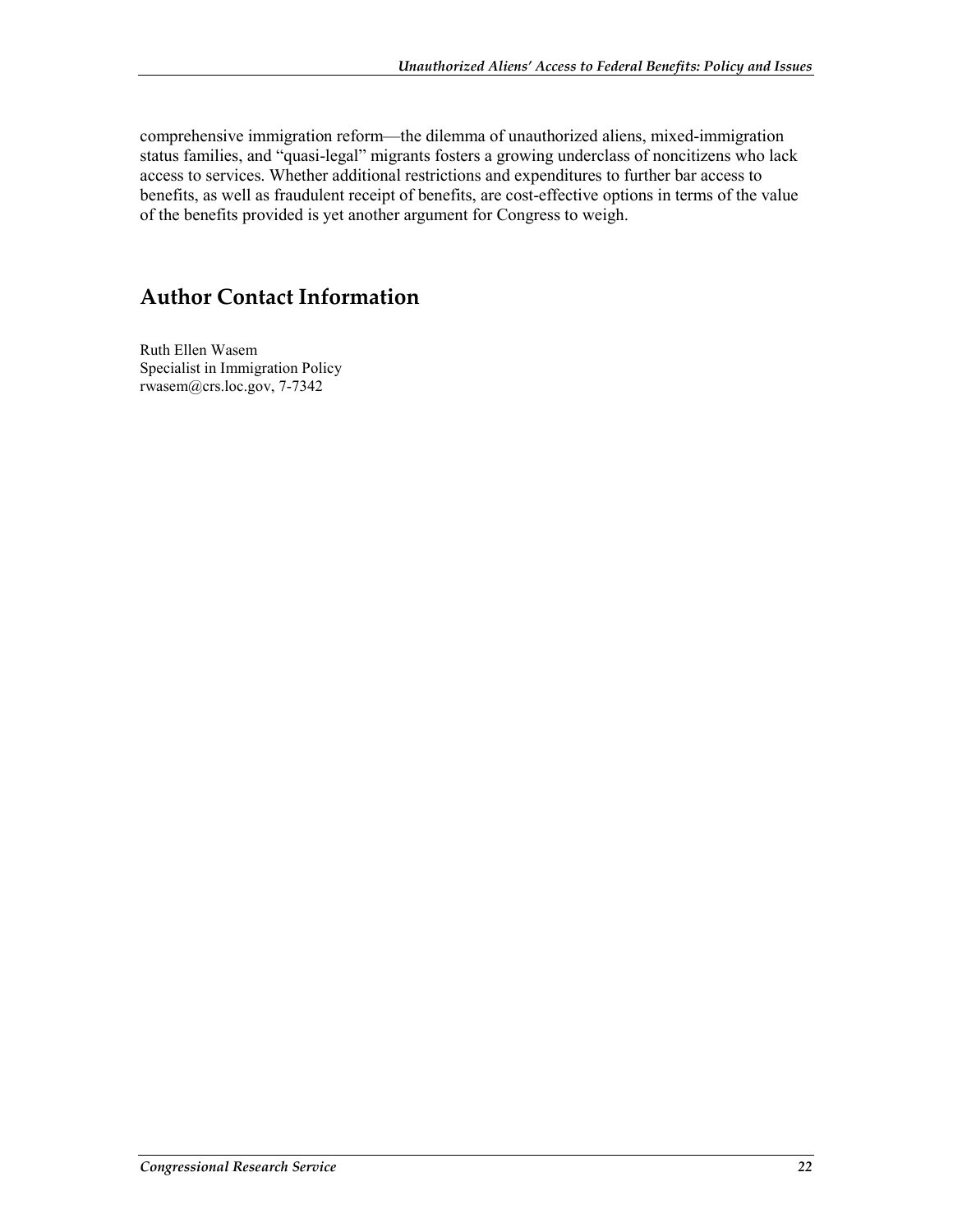comprehensive immigration reform—the dilemma of unauthorized aliens, mixed-immigration status families, and "quasi-legal" migrants fosters a growing underclass of noncitizens who lack access to services. Whether additional restrictions and expenditures to further bar access to benefits, as well as fraudulent receipt of benefits, are cost-effective options in terms of the value of the benefits provided is yet another argument for Congress to weigh.

## Author Contact Information

Ruth Ellen Wasem
Specialist in Immigration Policy
rwasem@crs.loc.gov, 7-7342